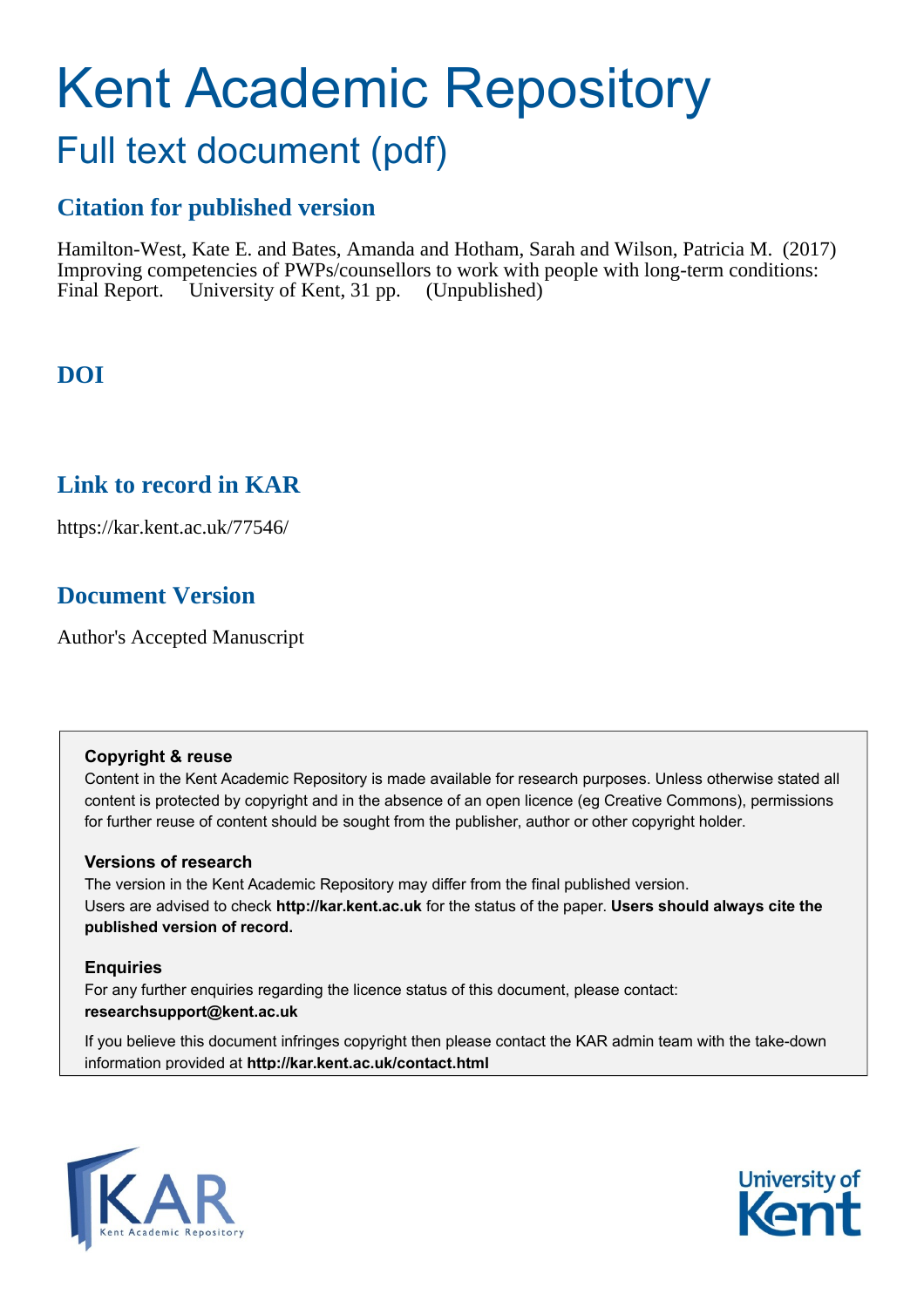# Kent Academic Repository

## Full text document (pdf)

### Citation for published version

Hamilton-West, Kate E. and Bates, Amanda and Hotham, Sarah and Wilson, Patricia M. (2017) Improving competencies of PWPs/counsellors to work with people with long-term conditions: Final Report. University of Kent, 31 pp. (Unpublished)

### DOI

### Link to record in KAR

https://kar.kent.ac.uk/77546/

### Document Version

Author's Accepted Manuscript

**Copyright & reuse**
Content in the Kent Academic Repository is made available for research purposes. Unless otherwise stated all content is protected by copyright and in the absence of an open licence (eg Creative Commons), permissions for further reuse of content should be sought from the publisher, author or other copyright holder.

**Versions of research**
The version in the Kent Academic Repository may differ from the final published version.
Users are advised to check **http://kar.kent.ac.uk** for the status of the paper. **Users should always cite the published version of record.**

**Enquiries**
For any further enquiries regarding the licence status of this document, please contact:
**researchsupport@kent.ac.uk**

If you believe this document infringes copyright then please contact the KAR admin team with the take-down information provided at **http://kar.kent.ac.uk/contact.html**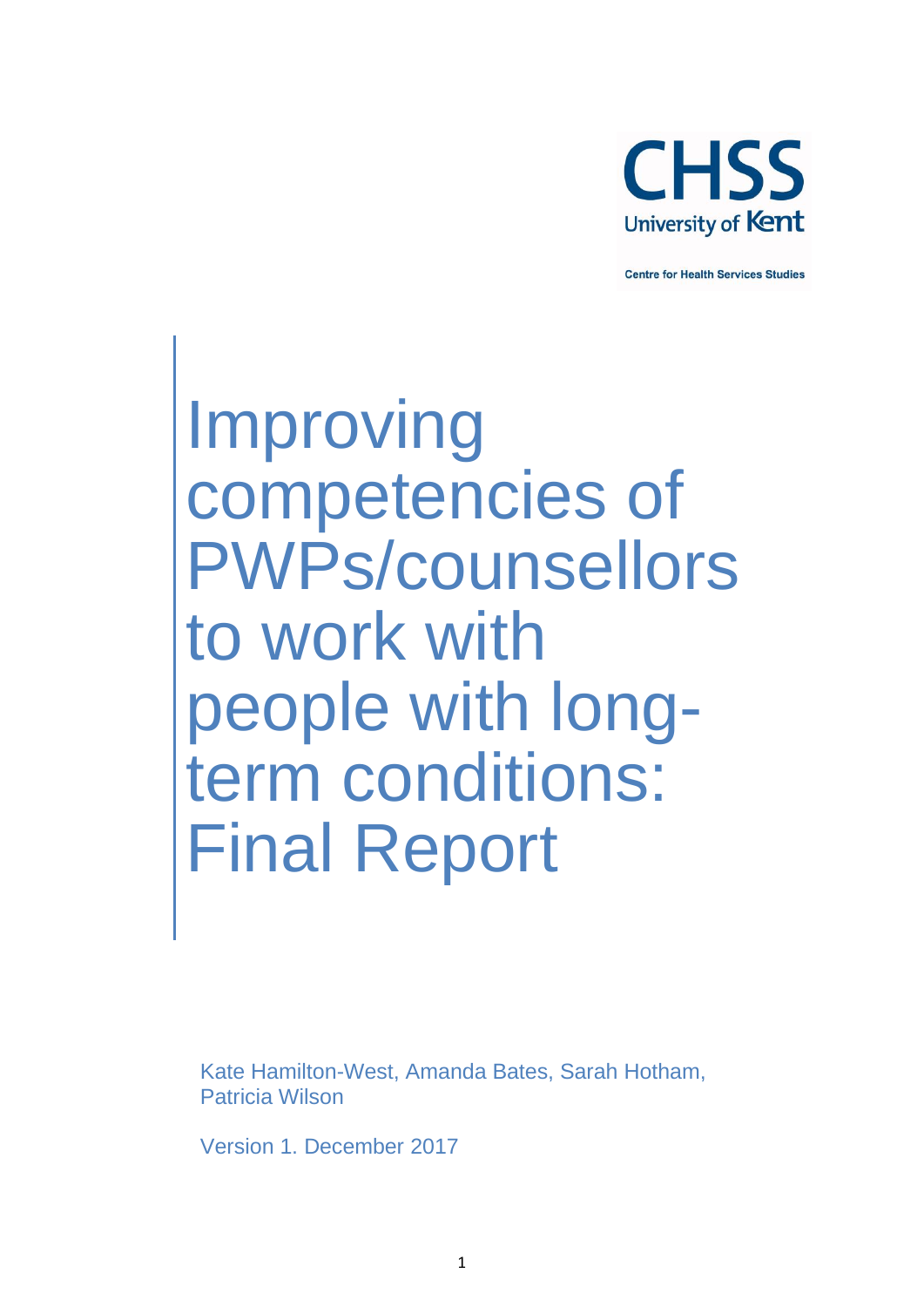CHSS

University of Kent

Centre for Health Services Studies

# Improving competencies of PWPs/counsellors to work with people with long-term conditions: Final Report

Kate Hamilton-West, Amanda Bates, Sarah Hotham, Patricia Wilson

Version 1. December 2017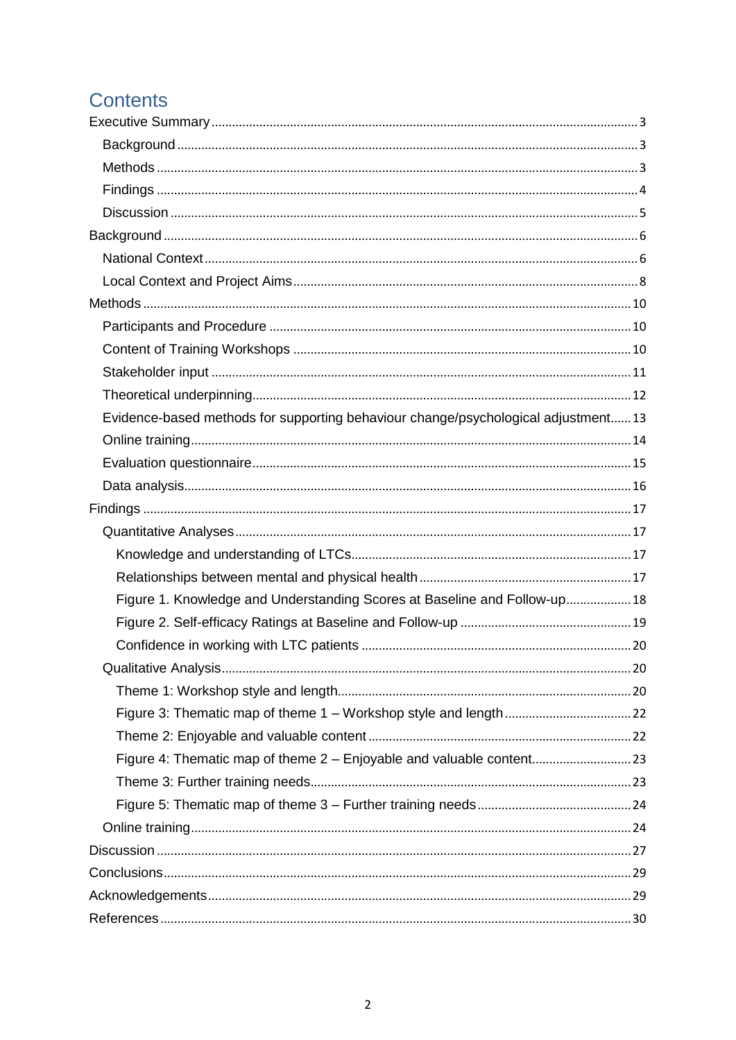# Contents

Executive Summary ... 3

- Background ... 3
- Methods ... 3
- Findings ... 4
- Discussion ... 5

Background ... 6

- National Context ... 6
- Local Context and Project Aims ... 8

Methods ... 10

- Participants and Procedure ... 10
- Content of Training Workshops ... 10
- Stakeholder input ... 11
- Theoretical underpinning ... 12
- Evidence-based methods for supporting behaviour change/psychological adjustment ... 13
- Online training ... 14
- Evaluation questionnaire ... 15
- Data analysis ... 16

Findings ... 17

- Quantitative Analyses ... 17
  - Knowledge and understanding of LTCs ... 17
  - Relationships between mental and physical health ... 17
  - Figure 1. Knowledge and Understanding Scores at Baseline and Follow-up ... 18
  - Figure 2. Self-efficacy Ratings at Baseline and Follow-up ... 19
  - Confidence in working with LTC patients ... 20
- Qualitative Analysis ... 20
  - Theme 1: Workshop style and length ... 20
  - Figure 3: Thematic map of theme 1 – Workshop style and length ... 22
  - Theme 2: Enjoyable and valuable content ... 22
  - Figure 4: Thematic map of theme 2 – Enjoyable and valuable content ... 23
  - Theme 3: Further training needs ... 23
  - Figure 5: Thematic map of theme 3 – Further training needs ... 24
- Online training ... 24

Discussion ... 27

Conclusions ... 29

Acknowledgements ... 29

References ... 30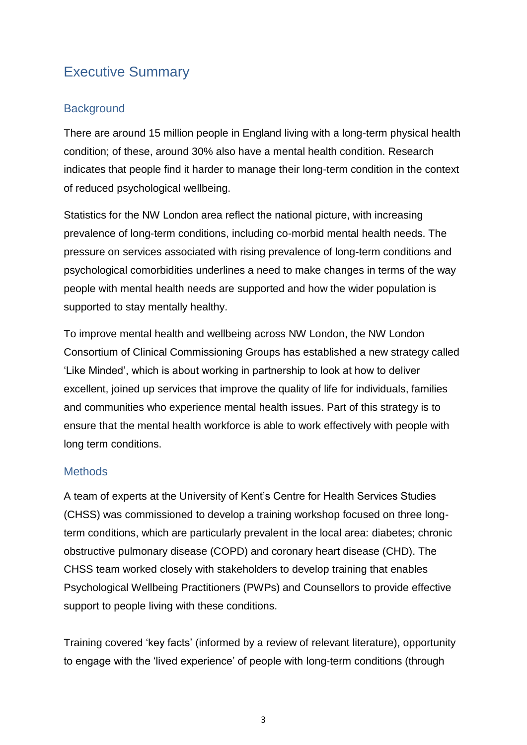# Executive Summary

## Background

There are around 15 million people in England living with a long-term physical health condition; of these, around 30% also have a mental health condition. Research indicates that people find it harder to manage their long-term condition in the context of reduced psychological wellbeing.

Statistics for the NW London area reflect the national picture, with increasing prevalence of long-term conditions, including co-morbid mental health needs. The pressure on services associated with rising prevalence of long-term conditions and psychological comorbidities underlines a need to make changes in terms of the way people with mental health needs are supported and how the wider population is supported to stay mentally healthy.

To improve mental health and wellbeing across NW London, the NW London Consortium of Clinical Commissioning Groups has established a new strategy called 'Like Minded', which is about working in partnership to look at how to deliver excellent, joined up services that improve the quality of life for individuals, families and communities who experience mental health issues. Part of this strategy is to ensure that the mental health workforce is able to work effectively with people with long term conditions.

## Methods

A team of experts at the University of Kent's Centre for Health Services Studies (CHSS) was commissioned to develop a training workshop focused on three long-term conditions, which are particularly prevalent in the local area: diabetes; chronic obstructive pulmonary disease (COPD) and coronary heart disease (CHD). The CHSS team worked closely with stakeholders to develop training that enables Psychological Wellbeing Practitioners (PWPs) and Counsellors to provide effective support to people living with these conditions.

Training covered 'key facts' (informed by a review of relevant literature), opportunity to engage with the 'lived experience' of people with long-term conditions (through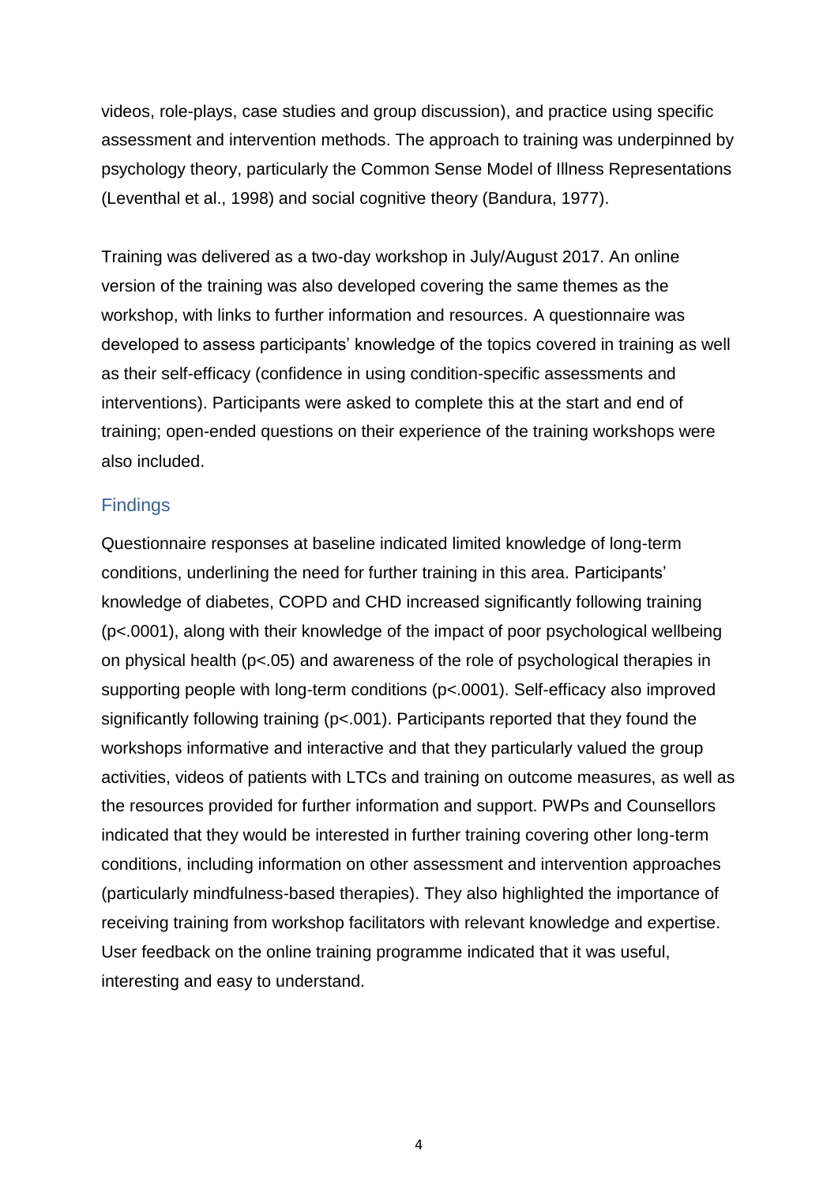videos, role-plays, case studies and group discussion), and practice using specific assessment and intervention methods. The approach to training was underpinned by psychology theory, particularly the Common Sense Model of Illness Representations (Leventhal et al., 1998) and social cognitive theory (Bandura, 1977).

Training was delivered as a two-day workshop in July/August 2017. An online version of the training was also developed covering the same themes as the workshop, with links to further information and resources. A questionnaire was developed to assess participants' knowledge of the topics covered in training as well as their self-efficacy (confidence in using condition-specific assessments and interventions). Participants were asked to complete this at the start and end of training; open-ended questions on their experience of the training workshops were also included.

## Findings

Questionnaire responses at baseline indicated limited knowledge of long-term conditions, underlining the need for further training in this area. Participants' knowledge of diabetes, COPD and CHD increased significantly following training ($p<.0001$), along with their knowledge of the impact of poor psychological wellbeing on physical health ($p<.05$) and awareness of the role of psychological therapies in supporting people with long-term conditions ($p<.0001$). Self-efficacy also improved significantly following training ($p<.001$). Participants reported that they found the workshops informative and interactive and that they particularly valued the group activities, videos of patients with LTCs and training on outcome measures, as well as the resources provided for further information and support. PWPs and Counsellors indicated that they would be interested in further training covering other long-term conditions, including information on other assessment and intervention approaches (particularly mindfulness-based therapies). They also highlighted the importance of receiving training from workshop facilitators with relevant knowledge and expertise. User feedback on the online training programme indicated that it was useful, interesting and easy to understand.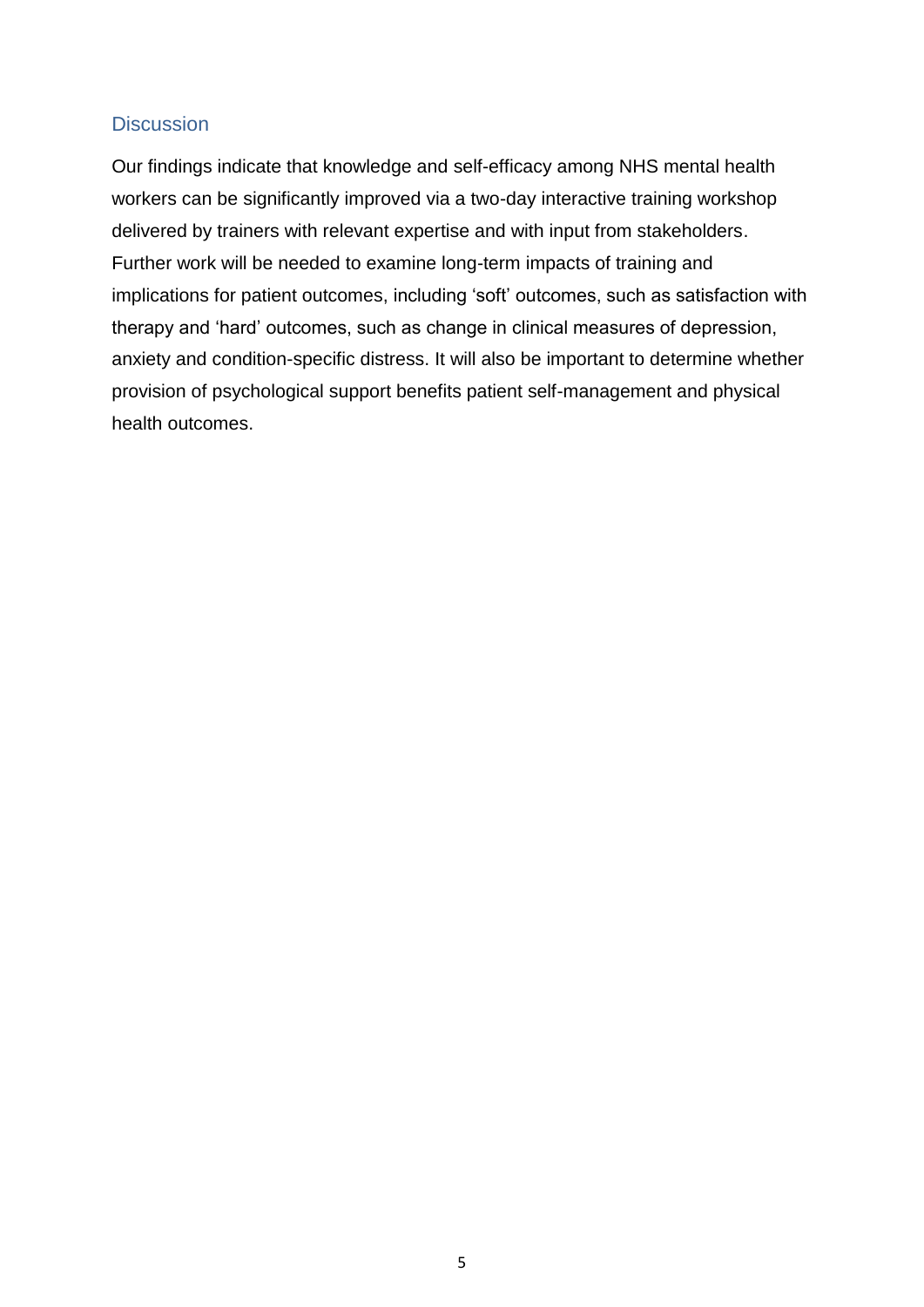## Discussion

Our findings indicate that knowledge and self-efficacy among NHS mental health workers can be significantly improved via a two-day interactive training workshop delivered by trainers with relevant expertise and with input from stakeholders. Further work will be needed to examine long-term impacts of training and implications for patient outcomes, including 'soft' outcomes, such as satisfaction with therapy and 'hard' outcomes, such as change in clinical measures of depression, anxiety and condition-specific distress. It will also be important to determine whether provision of psychological support benefits patient self-management and physical health outcomes.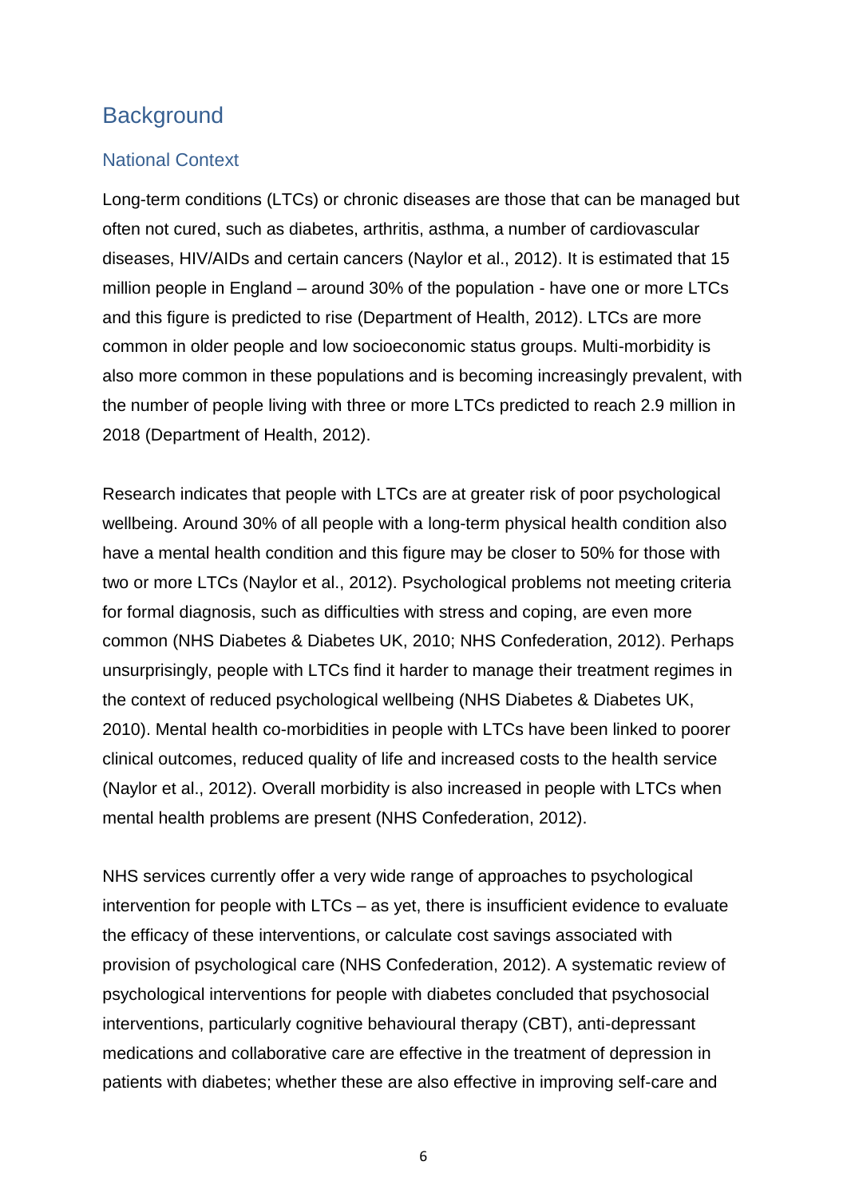# Background

## National Context

Long-term conditions (LTCs) or chronic diseases are those that can be managed but often not cured, such as diabetes, arthritis, asthma, a number of cardiovascular diseases, HIV/AIDs and certain cancers (Naylor et al., 2012). It is estimated that 15 million people in England – around 30% of the population - have one or more LTCs and this figure is predicted to rise (Department of Health, 2012). LTCs are more common in older people and low socioeconomic status groups. Multi-morbidity is also more common in these populations and is becoming increasingly prevalent, with the number of people living with three or more LTCs predicted to reach 2.9 million in 2018 (Department of Health, 2012).

Research indicates that people with LTCs are at greater risk of poor psychological wellbeing. Around 30% of all people with a long-term physical health condition also have a mental health condition and this figure may be closer to 50% for those with two or more LTCs (Naylor et al., 2012). Psychological problems not meeting criteria for formal diagnosis, such as difficulties with stress and coping, are even more common (NHS Diabetes & Diabetes UK, 2010; NHS Confederation, 2012). Perhaps unsurprisingly, people with LTCs find it harder to manage their treatment regimes in the context of reduced psychological wellbeing (NHS Diabetes & Diabetes UK, 2010). Mental health co-morbidities in people with LTCs have been linked to poorer clinical outcomes, reduced quality of life and increased costs to the health service (Naylor et al., 2012). Overall morbidity is also increased in people with LTCs when mental health problems are present (NHS Confederation, 2012).

NHS services currently offer a very wide range of approaches to psychological intervention for people with LTCs – as yet, there is insufficient evidence to evaluate the efficacy of these interventions, or calculate cost savings associated with provision of psychological care (NHS Confederation, 2012). A systematic review of psychological interventions for people with diabetes concluded that psychosocial interventions, particularly cognitive behavioural therapy (CBT), anti-depressant medications and collaborative care are effective in the treatment of depression in patients with diabetes; whether these are also effective in improving self-care and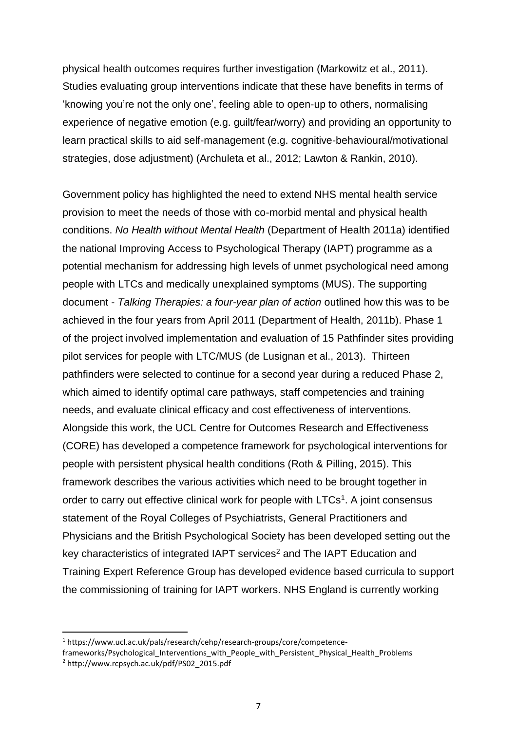physical health outcomes requires further investigation (Markowitz et al., 2011). Studies evaluating group interventions indicate that these have benefits in terms of 'knowing you're not the only one', feeling able to open-up to others, normalising experience of negative emotion (e.g. guilt/fear/worry) and providing an opportunity to learn practical skills to aid self-management (e.g. cognitive-behavioural/motivational strategies, dose adjustment) (Archuleta et al., 2012; Lawton & Rankin, 2010).

Government policy has highlighted the need to extend NHS mental health service provision to meet the needs of those with co-morbid mental and physical health conditions. *No Health without Mental Health* (Department of Health 2011a) identified the national Improving Access to Psychological Therapy (IAPT) programme as a potential mechanism for addressing high levels of unmet psychological need among people with LTCs and medically unexplained symptoms (MUS). The supporting document - *Talking Therapies: a four-year plan of action* outlined how this was to be achieved in the four years from April 2011 (Department of Health, 2011b). Phase 1 of the project involved implementation and evaluation of 15 Pathfinder sites providing pilot services for people with LTC/MUS (de Lusignan et al., 2013). Thirteen pathfinders were selected to continue for a second year during a reduced Phase 2, which aimed to identify optimal care pathways, staff competencies and training needs, and evaluate clinical efficacy and cost effectiveness of interventions. Alongside this work, the UCL Centre for Outcomes Research and Effectiveness (CORE) has developed a competence framework for psychological interventions for people with persistent physical health conditions (Roth & Pilling, 2015). This framework describes the various activities which need to be brought together in order to carry out effective clinical work for people with LTCs[1]. A joint consensus statement of the Royal Colleges of Psychiatrists, General Practitioners and Physicians and the British Psychological Society has been developed setting out the key characteristics of integrated IAPT services[2] and The IAPT Education and Training Expert Reference Group has developed evidence based curricula to support the commissioning of training for IAPT workers. NHS England is currently working

[1] https://www.ucl.ac.uk/pals/research/cehp/research-groups/core/competence-frameworks/Psychological_Interventions_with_People_with_Persistent_Physical_Health_Problems

[2] http://www.rcpsych.ac.uk/pdf/PS02_2015.pdf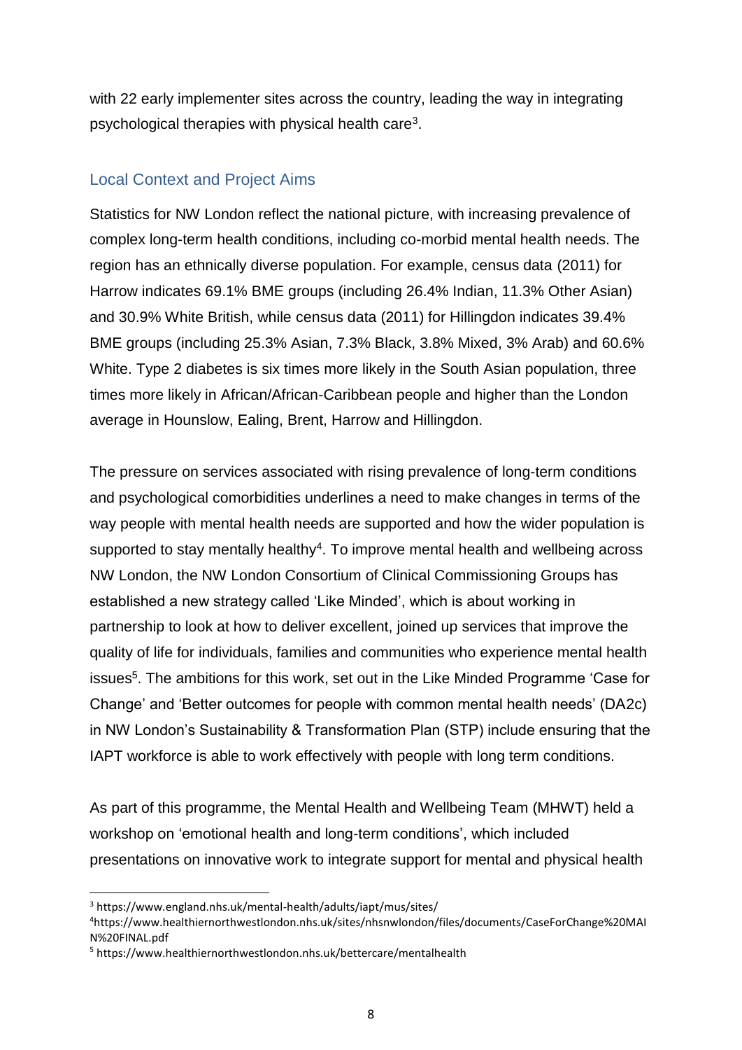with 22 early implementer sites across the country, leading the way in integrating psychological therapies with physical health care[3].

## Local Context and Project Aims

Statistics for NW London reflect the national picture, with increasing prevalence of complex long-term health conditions, including co-morbid mental health needs. The region has an ethnically diverse population. For example, census data (2011) for Harrow indicates 69.1% BME groups (including 26.4% Indian, 11.3% Other Asian) and 30.9% White British, while census data (2011) for Hillingdon indicates 39.4% BME groups (including 25.3% Asian, 7.3% Black, 3.8% Mixed, 3% Arab) and 60.6% White. Type 2 diabetes is six times more likely in the South Asian population, three times more likely in African/African-Caribbean people and higher than the London average in Hounslow, Ealing, Brent, Harrow and Hillingdon.

The pressure on services associated with rising prevalence of long-term conditions and psychological comorbidities underlines a need to make changes in terms of the way people with mental health needs are supported and how the wider population is supported to stay mentally healthy[4]. To improve mental health and wellbeing across NW London, the NW London Consortium of Clinical Commissioning Groups has established a new strategy called 'Like Minded', which is about working in partnership to look at how to deliver excellent, joined up services that improve the quality of life for individuals, families and communities who experience mental health issues[5]. The ambitions for this work, set out in the Like Minded Programme 'Case for Change' and 'Better outcomes for people with common mental health needs' (DA2c) in NW London's Sustainability & Transformation Plan (STP) include ensuring that the IAPT workforce is able to work effectively with people with long term conditions.

As part of this programme, the Mental Health and Wellbeing Team (MHWT) held a workshop on 'emotional health and long-term conditions', which included presentations on innovative work to integrate support for mental and physical health

---

[3] https://www.england.nhs.uk/mental-health/adults/iapt/mus/sites/

[4] https://www.healthiernorthwestlondon.nhs.uk/sites/nhsnwlondon/files/documents/CaseForChange%20MAIN%20FINAL.pdf

[5] https://www.healthiernorthwestlondon.nhs.uk/bettercare/mentalhealth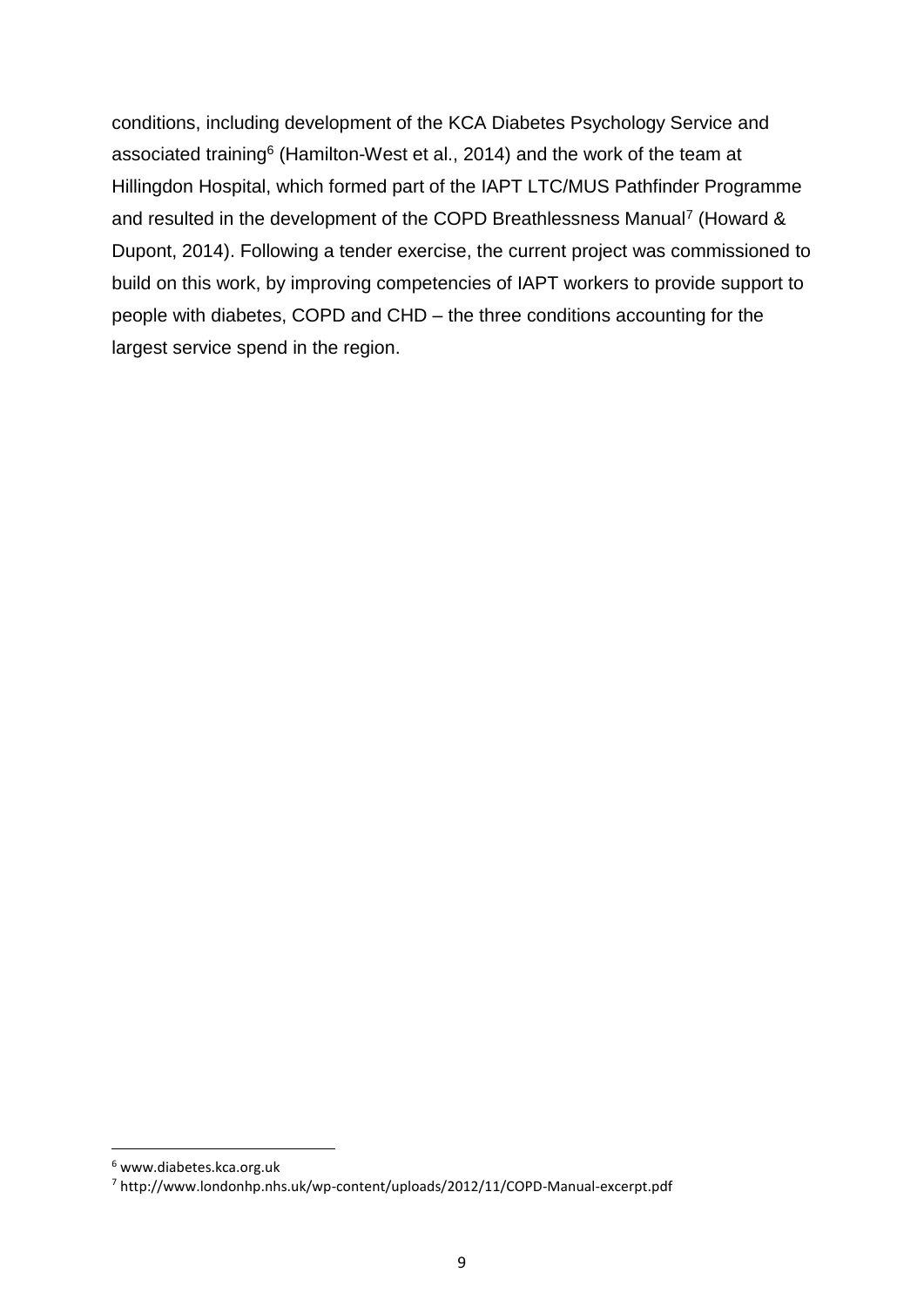conditions, including development of the KCA Diabetes Psychology Service and associated training[6] (Hamilton-West et al., 2014) and the work of the team at Hillingdon Hospital, which formed part of the IAPT LTC/MUS Pathfinder Programme and resulted in the development of the COPD Breathlessness Manual[7] (Howard & Dupont, 2014). Following a tender exercise, the current project was commissioned to build on this work, by improving competencies of IAPT workers to provide support to people with diabetes, COPD and CHD – the three conditions accounting for the largest service spend in the region.

---

[6] www.diabetes.kca.org.uk

[7] http://www.londonhp.nhs.uk/wp-content/uploads/2012/11/COPD-Manual-excerpt.pdf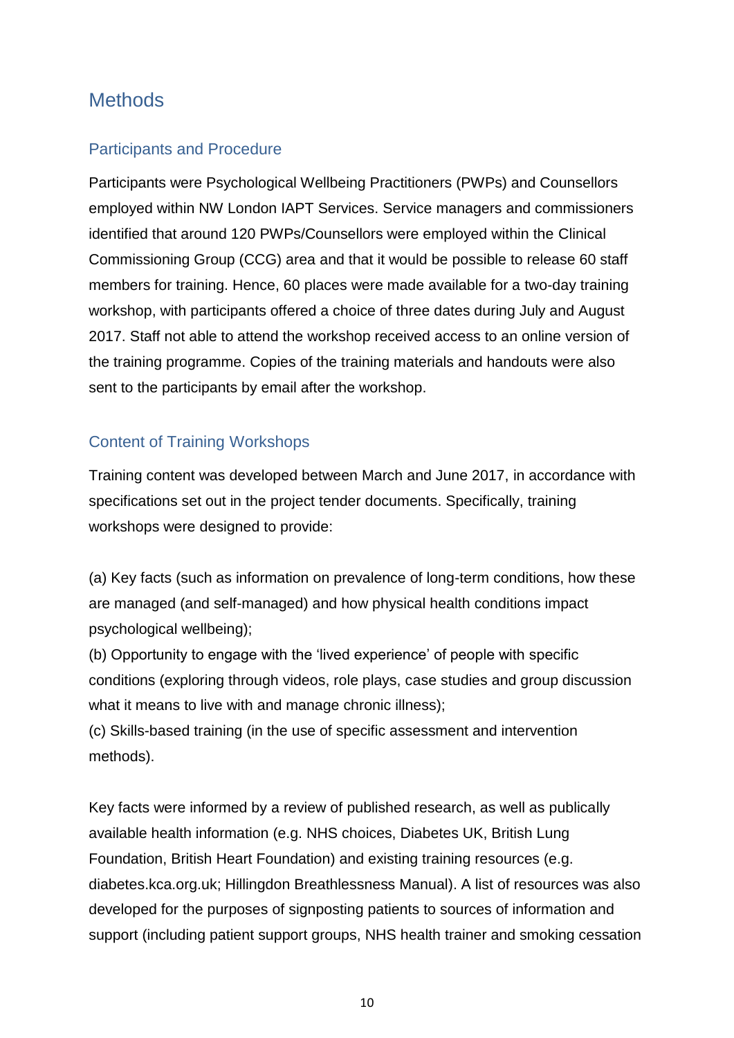# Methods

## Participants and Procedure

Participants were Psychological Wellbeing Practitioners (PWPs) and Counsellors employed within NW London IAPT Services. Service managers and commissioners identified that around 120 PWPs/Counsellors were employed within the Clinical Commissioning Group (CCG) area and that it would be possible to release 60 staff members for training. Hence, 60 places were made available for a two-day training workshop, with participants offered a choice of three dates during July and August 2017. Staff not able to attend the workshop received access to an online version of the training programme. Copies of the training materials and handouts were also sent to the participants by email after the workshop.

## Content of Training Workshops

Training content was developed between March and June 2017, in accordance with specifications set out in the project tender documents. Specifically, training workshops were designed to provide:

(a) Key facts (such as information on prevalence of long-term conditions, how these are managed (and self-managed) and how physical health conditions impact psychological wellbeing);
(b) Opportunity to engage with the 'lived experience' of people with specific conditions (exploring through videos, role plays, case studies and group discussion what it means to live with and manage chronic illness);
(c) Skills-based training (in the use of specific assessment and intervention methods).

Key facts were informed by a review of published research, as well as publically available health information (e.g. NHS choices, Diabetes UK, British Lung Foundation, British Heart Foundation) and existing training resources (e.g. diabetes.kca.org.uk; Hillingdon Breathlessness Manual). A list of resources was also developed for the purposes of signposting patients to sources of information and support (including patient support groups, NHS health trainer and smoking cessation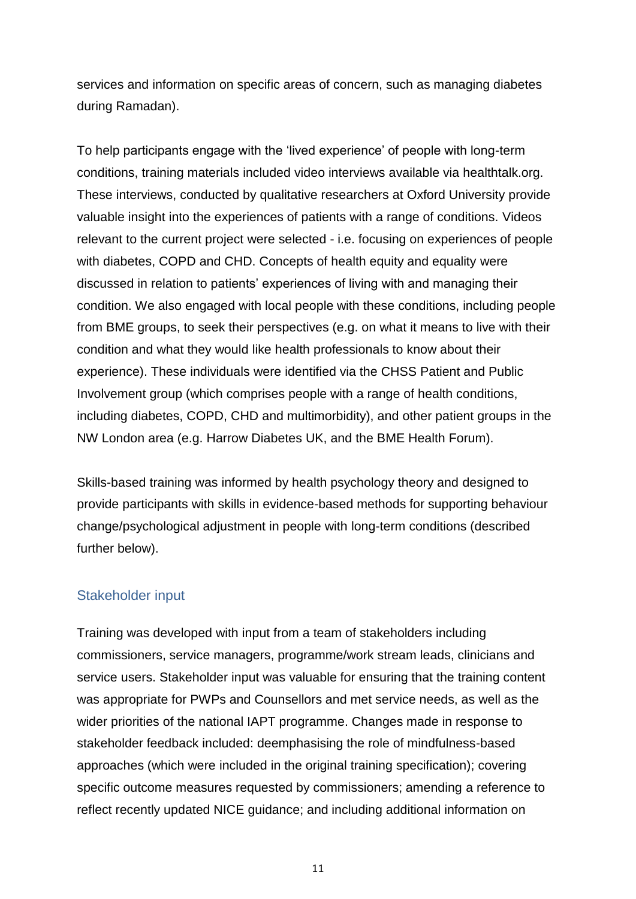services and information on specific areas of concern, such as managing diabetes during Ramadan).

To help participants engage with the 'lived experience' of people with long-term conditions, training materials included video interviews available via healthtalk.org. These interviews, conducted by qualitative researchers at Oxford University provide valuable insight into the experiences of patients with a range of conditions. Videos relevant to the current project were selected - i.e. focusing on experiences of people with diabetes, COPD and CHD. Concepts of health equity and equality were discussed in relation to patients' experiences of living with and managing their condition. We also engaged with local people with these conditions, including people from BME groups, to seek their perspectives (e.g. on what it means to live with their condition and what they would like health professionals to know about their experience). These individuals were identified via the CHSS Patient and Public Involvement group (which comprises people with a range of health conditions, including diabetes, COPD, CHD and multimorbidity), and other patient groups in the NW London area (e.g. Harrow Diabetes UK, and the BME Health Forum).

Skills-based training was informed by health psychology theory and designed to provide participants with skills in evidence-based methods for supporting behaviour change/psychological adjustment in people with long-term conditions (described further below).

## Stakeholder input

Training was developed with input from a team of stakeholders including commissioners, service managers, programme/work stream leads, clinicians and service users. Stakeholder input was valuable for ensuring that the training content was appropriate for PWPs and Counsellors and met service needs, as well as the wider priorities of the national IAPT programme. Changes made in response to stakeholder feedback included: deemphasising the role of mindfulness-based approaches (which were included in the original training specification); covering specific outcome measures requested by commissioners; amending a reference to reflect recently updated NICE guidance; and including additional information on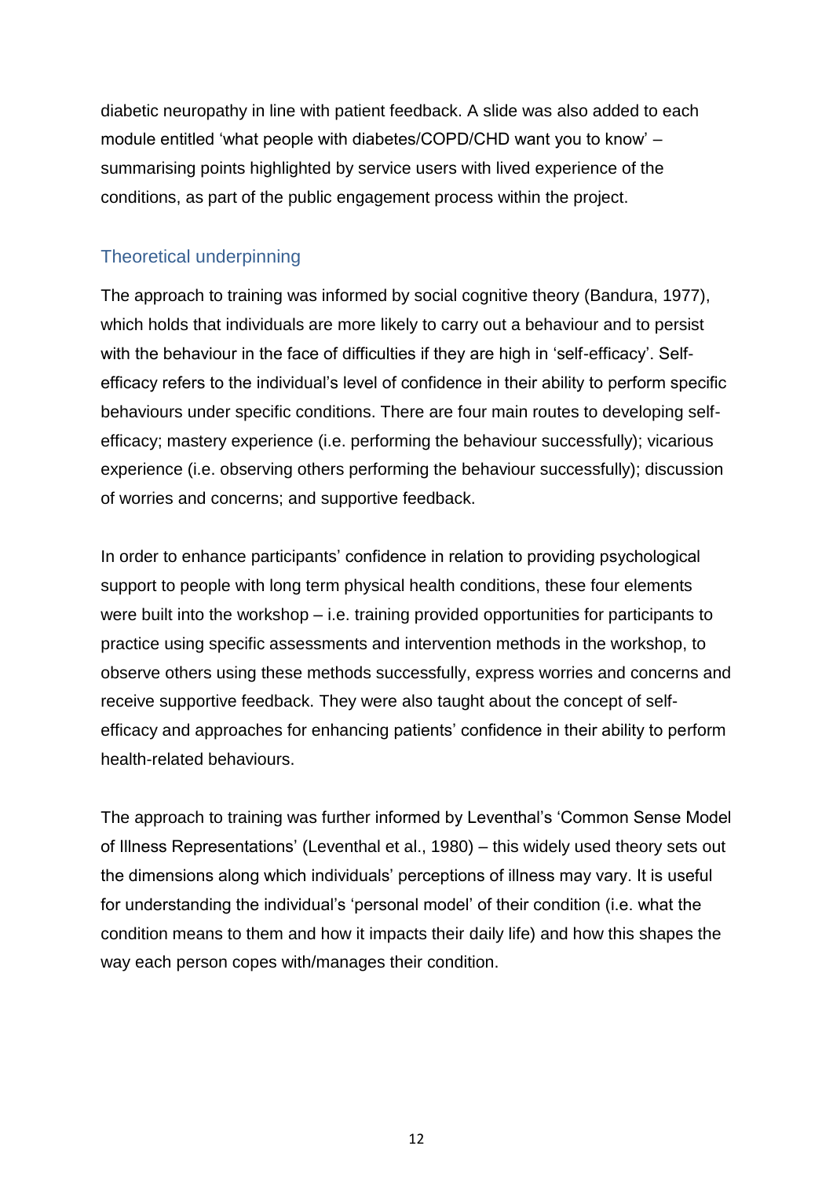diabetic neuropathy in line with patient feedback. A slide was also added to each module entitled 'what people with diabetes/COPD/CHD want you to know' – summarising points highlighted by service users with lived experience of the conditions, as part of the public engagement process within the project.

## Theoretical underpinning

The approach to training was informed by social cognitive theory (Bandura, 1977), which holds that individuals are more likely to carry out a behaviour and to persist with the behaviour in the face of difficulties if they are high in 'self-efficacy'. Self-efficacy refers to the individual's level of confidence in their ability to perform specific behaviours under specific conditions. There are four main routes to developing self-efficacy; mastery experience (i.e. performing the behaviour successfully); vicarious experience (i.e. observing others performing the behaviour successfully); discussion of worries and concerns; and supportive feedback.

In order to enhance participants' confidence in relation to providing psychological support to people with long term physical health conditions, these four elements were built into the workshop – i.e. training provided opportunities for participants to practice using specific assessments and intervention methods in the workshop, to observe others using these methods successfully, express worries and concerns and receive supportive feedback. They were also taught about the concept of self-efficacy and approaches for enhancing patients' confidence in their ability to perform health-related behaviours.

The approach to training was further informed by Leventhal's 'Common Sense Model of Illness Representations' (Leventhal et al., 1980) – this widely used theory sets out the dimensions along which individuals' perceptions of illness may vary. It is useful for understanding the individual's 'personal model' of their condition (i.e. what the condition means to them and how it impacts their daily life) and how this shapes the way each person copes with/manages their condition.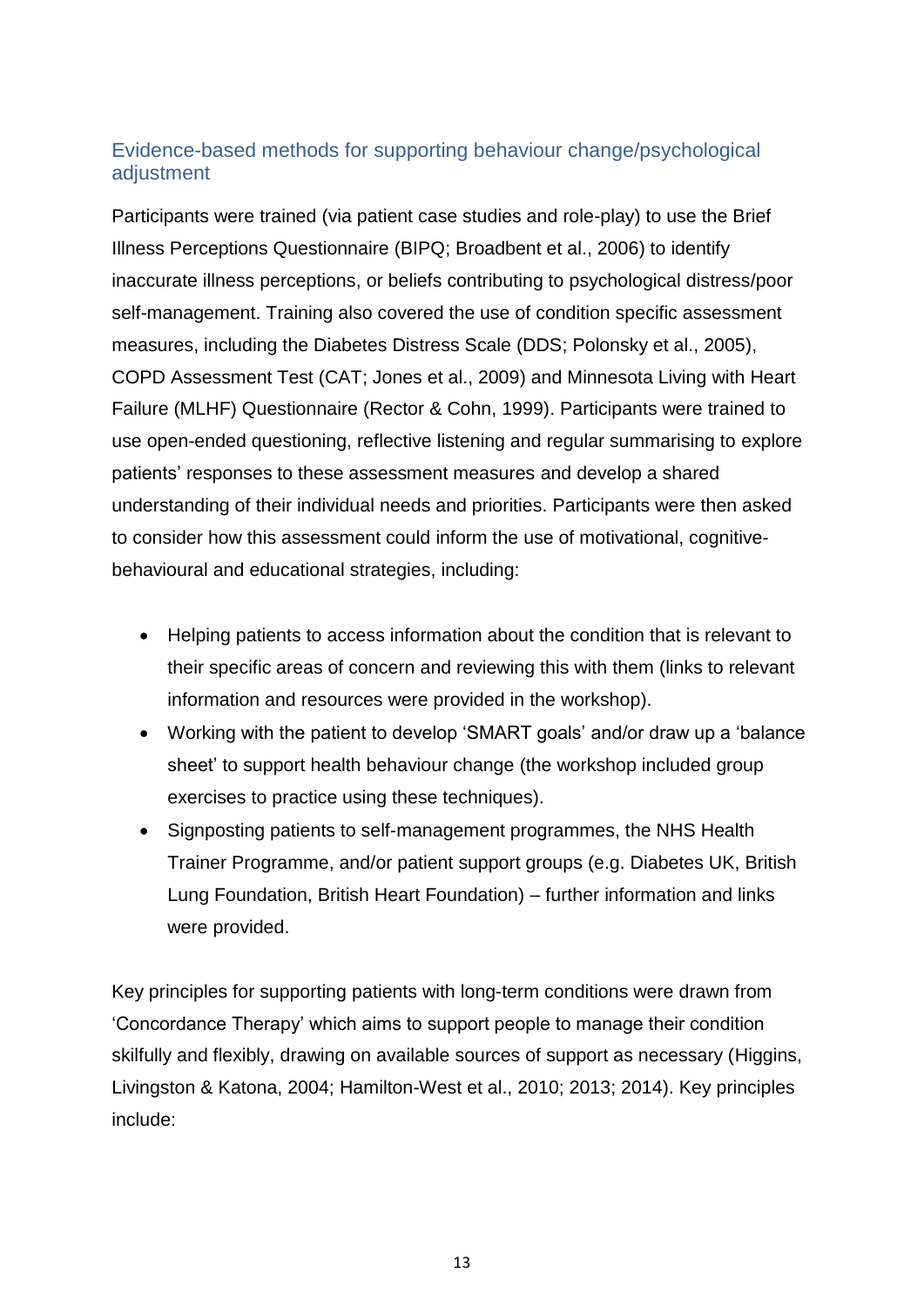## Evidence-based methods for supporting behaviour change/psychological adjustment

Participants were trained (via patient case studies and role-play) to use the Brief Illness Perceptions Questionnaire (BIPQ; Broadbent et al., 2006) to identify inaccurate illness perceptions, or beliefs contributing to psychological distress/poor self-management. Training also covered the use of condition specific assessment measures, including the Diabetes Distress Scale (DDS; Polonsky et al., 2005), COPD Assessment Test (CAT; Jones et al., 2009) and Minnesota Living with Heart Failure (MLHF) Questionnaire (Rector & Cohn, 1999). Participants were trained to use open-ended questioning, reflective listening and regular summarising to explore patients' responses to these assessment measures and develop a shared understanding of their individual needs and priorities. Participants were then asked to consider how this assessment could inform the use of motivational, cognitive-behavioural and educational strategies, including:

- Helping patients to access information about the condition that is relevant to their specific areas of concern and reviewing this with them (links to relevant information and resources were provided in the workshop).
- Working with the patient to develop 'SMART goals' and/or draw up a 'balance sheet' to support health behaviour change (the workshop included group exercises to practice using these techniques).
- Signposting patients to self-management programmes, the NHS Health Trainer Programme, and/or patient support groups (e.g. Diabetes UK, British Lung Foundation, British Heart Foundation) – further information and links were provided.

Key principles for supporting patients with long-term conditions were drawn from 'Concordance Therapy' which aims to support people to manage their condition skilfully and flexibly, drawing on available sources of support as necessary (Higgins, Livingston & Katona, 2004; Hamilton-West et al., 2010; 2013; 2014). Key principles include: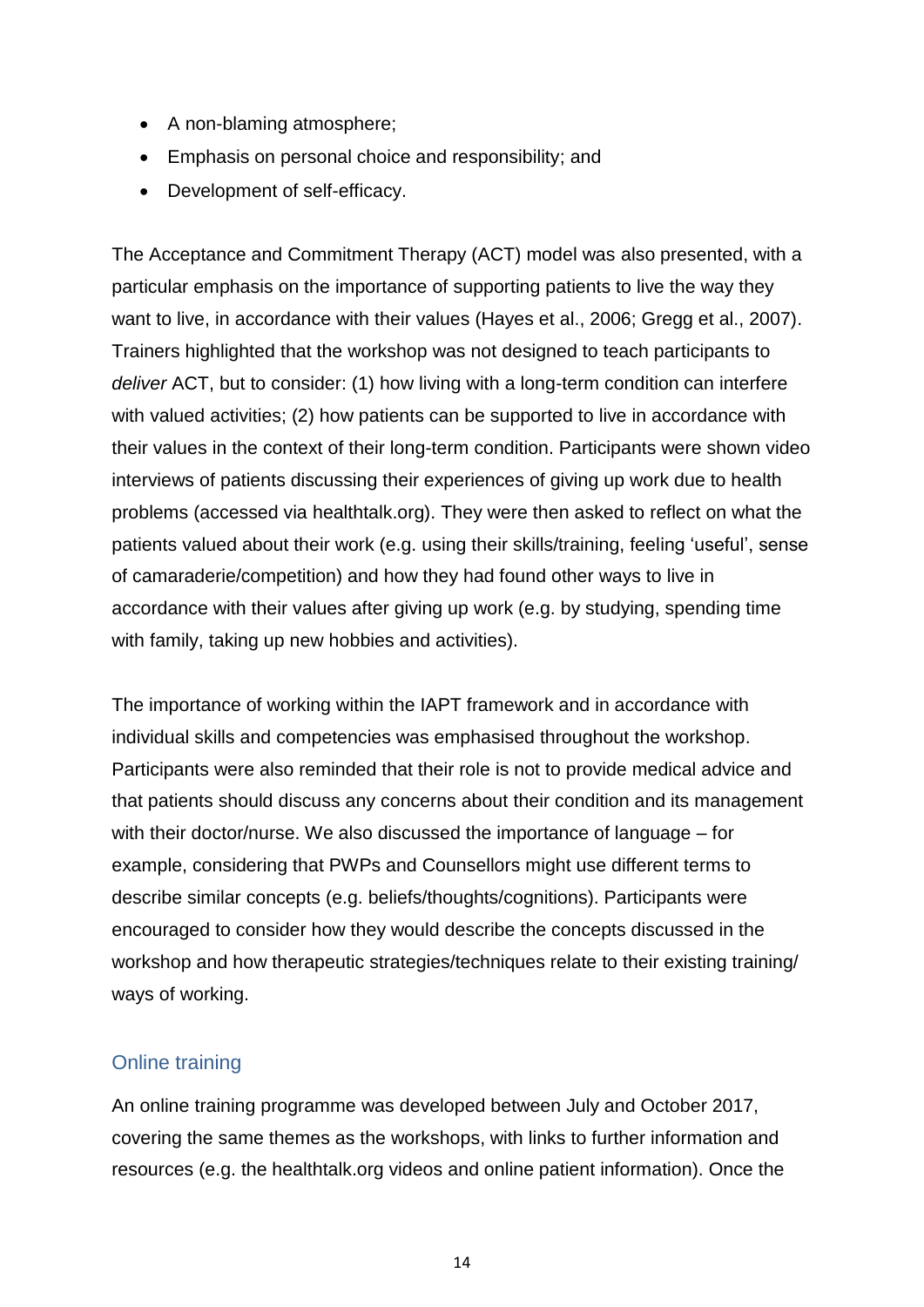- A non-blaming atmosphere;
- Emphasis on personal choice and responsibility; and
- Development of self-efficacy.

The Acceptance and Commitment Therapy (ACT) model was also presented, with a particular emphasis on the importance of supporting patients to live the way they want to live, in accordance with their values (Hayes et al., 2006; Gregg et al., 2007). Trainers highlighted that the workshop was not designed to teach participants to *deliver* ACT, but to consider: (1) how living with a long-term condition can interfere with valued activities; (2) how patients can be supported to live in accordance with their values in the context of their long-term condition. Participants were shown video interviews of patients discussing their experiences of giving up work due to health problems (accessed via healthtalk.org). They were then asked to reflect on what the patients valued about their work (e.g. using their skills/training, feeling 'useful', sense of camaraderie/competition) and how they had found other ways to live in accordance with their values after giving up work (e.g. by studying, spending time with family, taking up new hobbies and activities).

The importance of working within the IAPT framework and in accordance with individual skills and competencies was emphasised throughout the workshop. Participants were also reminded that their role is not to provide medical advice and that patients should discuss any concerns about their condition and its management with their doctor/nurse. We also discussed the importance of language – for example, considering that PWPs and Counsellors might use different terms to describe similar concepts (e.g. beliefs/thoughts/cognitions). Participants were encouraged to consider how they would describe the concepts discussed in the workshop and how therapeutic strategies/techniques relate to their existing training/ ways of working.

### Online training

An online training programme was developed between July and October 2017, covering the same themes as the workshops, with links to further information and resources (e.g. the healthtalk.org videos and online patient information). Once the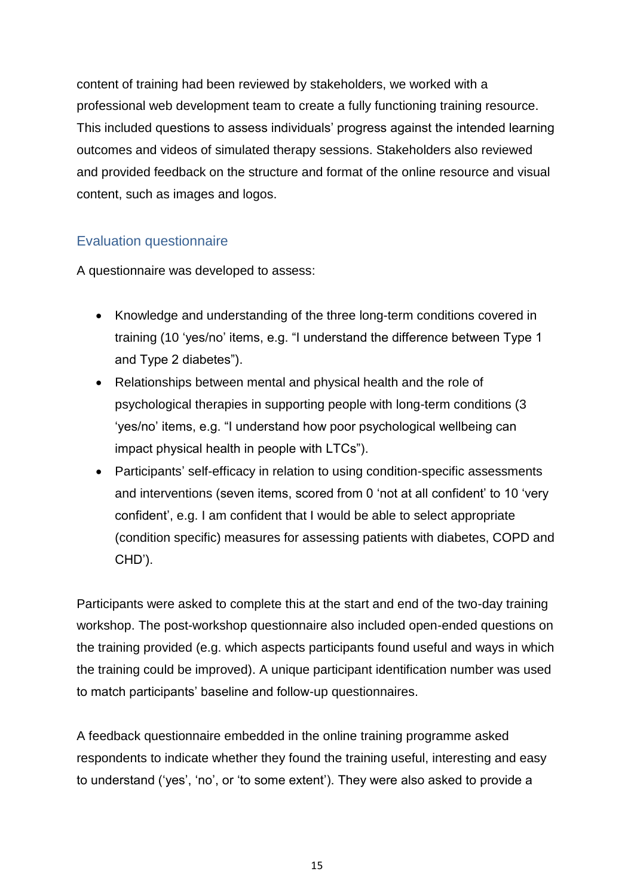content of training had been reviewed by stakeholders, we worked with a professional web development team to create a fully functioning training resource. This included questions to assess individuals' progress against the intended learning outcomes and videos of simulated therapy sessions. Stakeholders also reviewed and provided feedback on the structure and format of the online resource and visual content, such as images and logos.

### Evaluation questionnaire

A questionnaire was developed to assess:

- Knowledge and understanding of the three long-term conditions covered in training (10 'yes/no' items, e.g. "I understand the difference between Type 1 and Type 2 diabetes").
- Relationships between mental and physical health and the role of psychological therapies in supporting people with long-term conditions (3 'yes/no' items, e.g. "I understand how poor psychological wellbeing can impact physical health in people with LTCs").
- Participants' self-efficacy in relation to using condition-specific assessments and interventions (seven items, scored from 0 'not at all confident' to 10 'very confident', e.g. I am confident that I would be able to select appropriate (condition specific) measures for assessing patients with diabetes, COPD and CHD').

Participants were asked to complete this at the start and end of the two-day training workshop. The post-workshop questionnaire also included open-ended questions on the training provided (e.g. which aspects participants found useful and ways in which the training could be improved). A unique participant identification number was used to match participants' baseline and follow-up questionnaires.

A feedback questionnaire embedded in the online training programme asked respondents to indicate whether they found the training useful, interesting and easy to understand ('yes', 'no', or 'to some extent'). They were also asked to provide a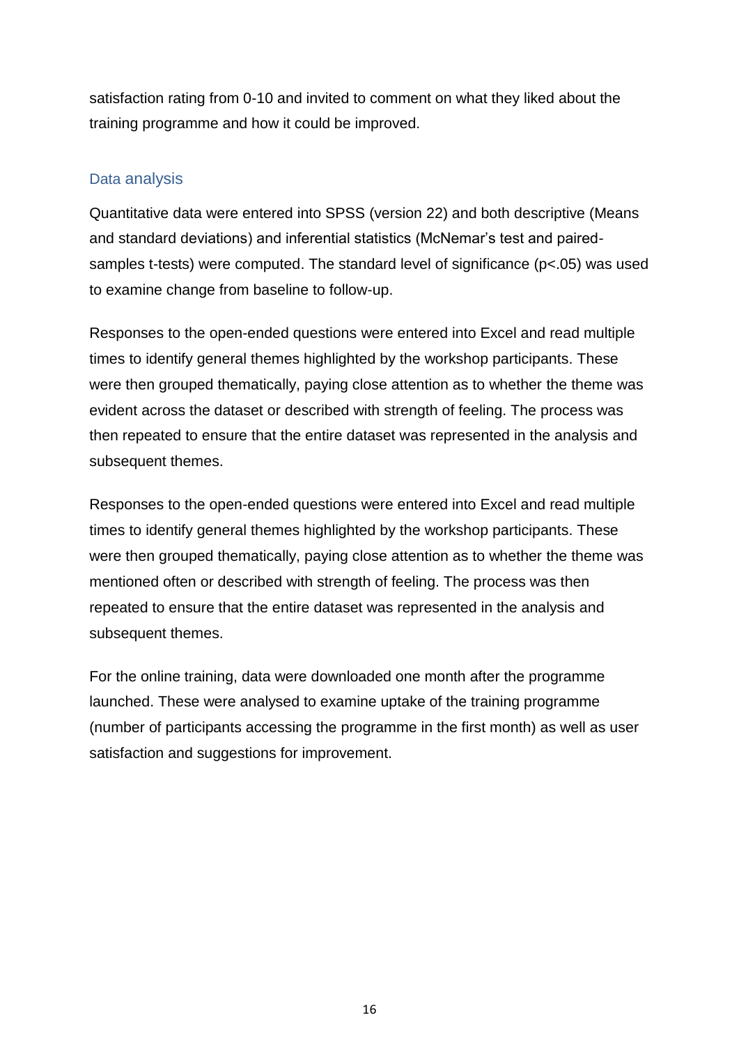satisfaction rating from 0-10 and invited to comment on what they liked about the training programme and how it could be improved.

### Data analysis

Quantitative data were entered into SPSS (version 22) and both descriptive (Means and standard deviations) and inferential statistics (McNemar's test and paired-samples t-tests) were computed. The standard level of significance ($p<.05$) was used to examine change from baseline to follow-up.

Responses to the open-ended questions were entered into Excel and read multiple times to identify general themes highlighted by the workshop participants. These were then grouped thematically, paying close attention as to whether the theme was evident across the dataset or described with strength of feeling. The process was then repeated to ensure that the entire dataset was represented in the analysis and subsequent themes.

Responses to the open-ended questions were entered into Excel and read multiple times to identify general themes highlighted by the workshop participants. These were then grouped thematically, paying close attention as to whether the theme was mentioned often or described with strength of feeling. The process was then repeated to ensure that the entire dataset was represented in the analysis and subsequent themes.

For the online training, data were downloaded one month after the programme launched. These were analysed to examine uptake of the training programme (number of participants accessing the programme in the first month) as well as user satisfaction and suggestions for improvement.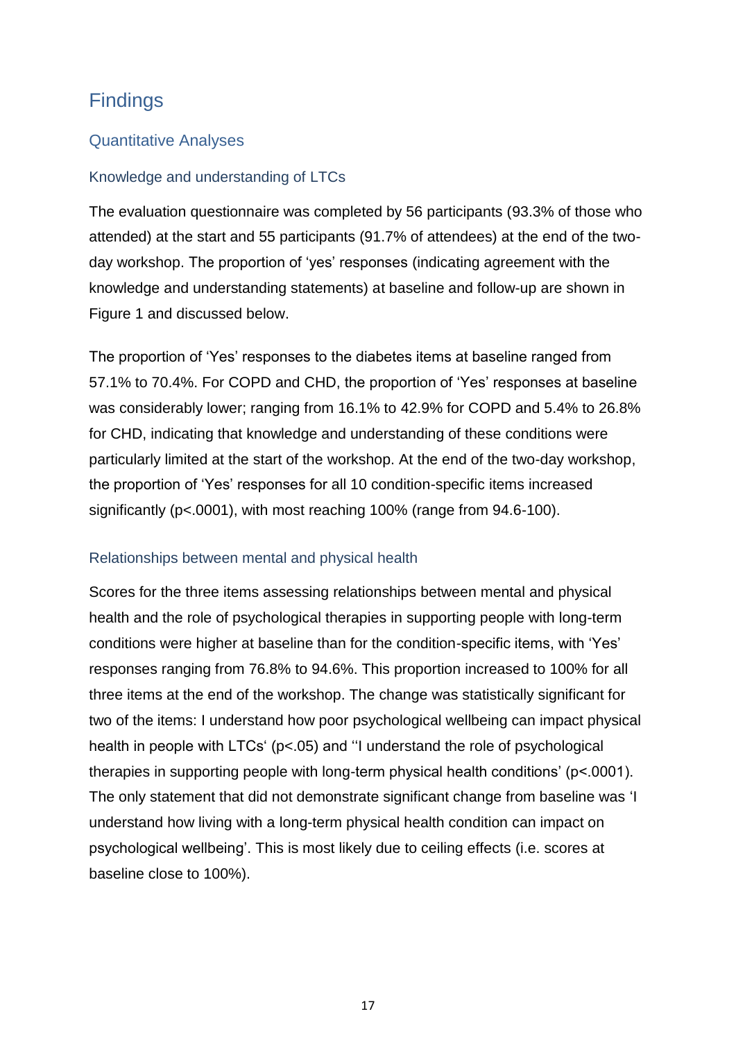# Findings

## Quantitative Analyses

### Knowledge and understanding of LTCs

The evaluation questionnaire was completed by 56 participants (93.3% of those who attended) at the start and 55 participants (91.7% of attendees) at the end of the two-day workshop. The proportion of 'yes' responses (indicating agreement with the knowledge and understanding statements) at baseline and follow-up are shown in Figure 1 and discussed below.

The proportion of 'Yes' responses to the diabetes items at baseline ranged from 57.1% to 70.4%. For COPD and CHD, the proportion of 'Yes' responses at baseline was considerably lower; ranging from 16.1% to 42.9% for COPD and 5.4% to 26.8% for CHD, indicating that knowledge and understanding of these conditions were particularly limited at the start of the workshop. At the end of the two-day workshop, the proportion of 'Yes' responses for all 10 condition-specific items increased significantly ($p<.0001$), with most reaching 100% (range from 94.6-100).

### Relationships between mental and physical health

Scores for the three items assessing relationships between mental and physical health and the role of psychological therapies in supporting people with long-term conditions were higher at baseline than for the condition-specific items, with 'Yes' responses ranging from 76.8% to 94.6%. This proportion increased to 100% for all three items at the end of the workshop. The change was statistically significant for two of the items: I understand how poor psychological wellbeing can impact physical health in people with LTCs' ($p<.05$) and ''I understand the role of psychological therapies in supporting people with long-term physical health conditions' ($p<.0001$). The only statement that did not demonstrate significant change from baseline was 'I understand how living with a long-term physical health condition can impact on psychological wellbeing'. This is most likely due to ceiling effects (i.e. scores at baseline close to 100%).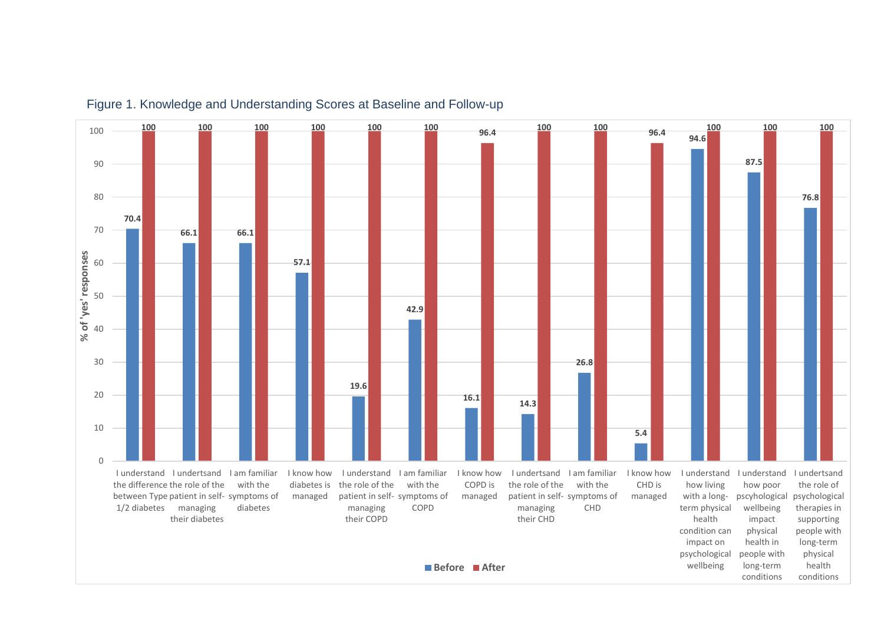Figure 1. Knowledge and Understanding Scores at Baseline and Follow-up

| Item | Before (% of 'yes' responses) | After (% of 'yes' responses) |
| --- | --- | --- |
| I understand the difference between Type 1/2 diabetes | 70.4 | 100 |
| I undertsand the role of the patient in self-managing their diabetes | 66.1 | 100 |
| I am familiar with the symptoms of diabetes | 66.1 | 100 |
| I know how diabetes is managed | 57.1 | 100 |
| I understand the role of the patient in self-managing their COPD | 19.6 | 100 |
| I am familiar with the symptoms of COPD | 42.9 | 100 |
| I know how COPD is managed | 16.1 | 96.4 |
| I undertsand the role of the patient in self-managing their CHD | 14.3 | 100 |
| I am familiar with the symptoms of CHD | 26.8 | 100 |
| I know how CHD is managed | 5.4 | 96.4 |
| I understand how living with a long-term physical health condition can impact on psychological wellbeing | 94.6 | 100 |
| I understand how poor pscyhological wellbeing impact physical health in people with long-term conditions | 87.5 | 100 |
| I undertsand the role of psychological therapies in supporting people with long-term physical health conditions | 76.8 | 100 |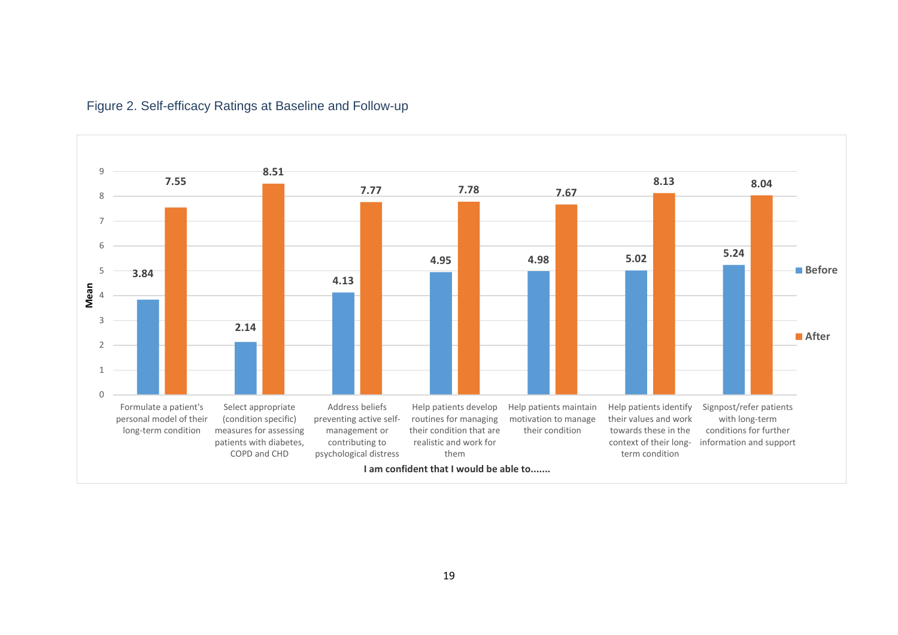Figure 2. Self-efficacy Ratings at Baseline and Follow-up

| I am confident that I would be able to....... | Before | After |
| --- | --- | --- |
| Formulate a patient's personal model of their long-term condition | 3.84 | 7.55 |
| Select appropriate (condition specific) measures for assessing patients with diabetes, COPD and CHD | 2.14 | 8.51 |
| Address beliefs preventing active self-management or contributing to psychological distress | 4.13 | 7.77 |
| Help patients develop routines for managing their condition that are realistic and work for them | 4.95 | 7.78 |
| Help patients maintain motivation to manage their condition | 4.98 | 7.67 |
| Help patients identify their values and work towards these in the context of their long-term condition | 5.02 | 8.13 |
| Signpost/refer patients with long-term conditions for further information and support | 5.24 | 8.04 |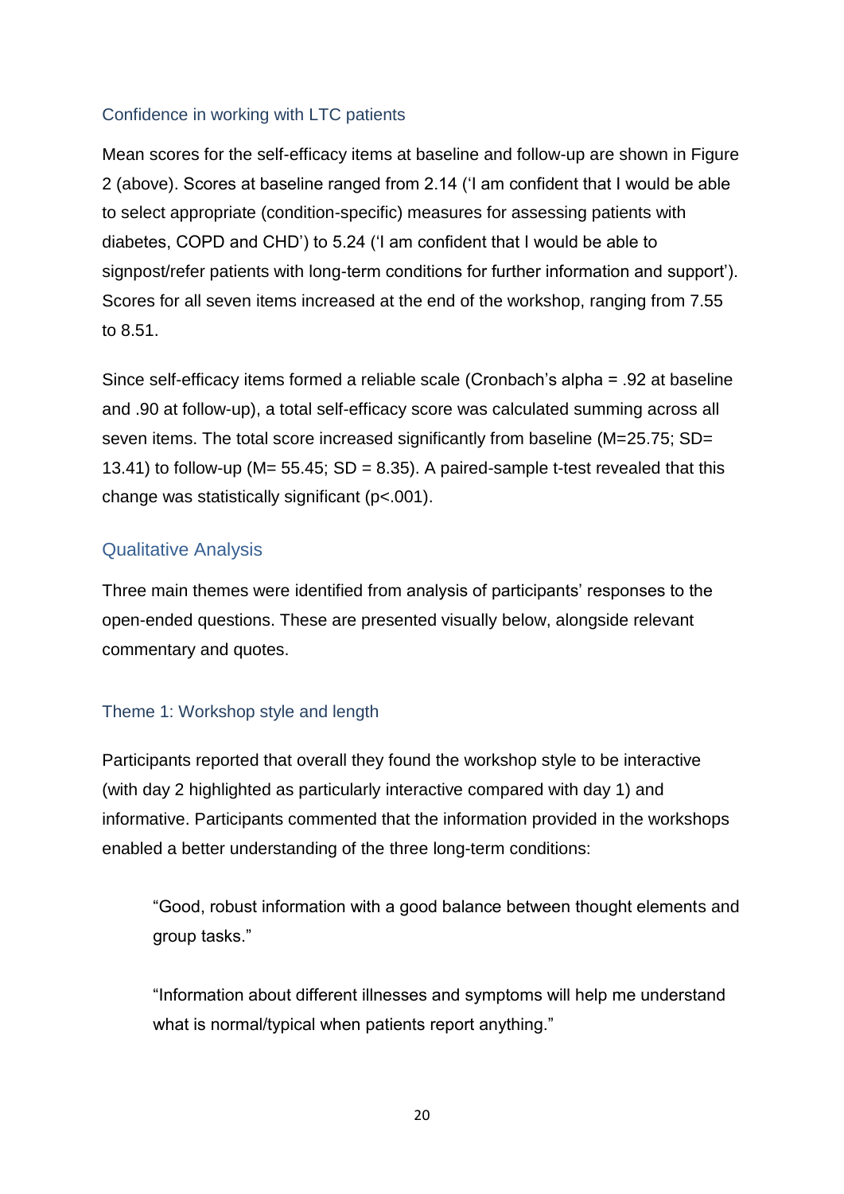### Confidence in working with LTC patients

Mean scores for the self-efficacy items at baseline and follow-up are shown in Figure 2 (above). Scores at baseline ranged from 2.14 ('I am confident that I would be able to select appropriate (condition-specific) measures for assessing patients with diabetes, COPD and CHD') to 5.24 ('I am confident that I would be able to signpost/refer patients with long-term conditions for further information and support'). Scores for all seven items increased at the end of the workshop, ranging from 7.55 to 8.51.

Since self-efficacy items formed a reliable scale (Cronbach's alpha = .92 at baseline and .90 at follow-up), a total self-efficacy score was calculated summing across all seven items. The total score increased significantly from baseline ($M=25.75$; $SD= 13.41$) to follow-up ($M= 55.45$; $SD = 8.35$). A paired-sample t-test revealed that this change was statistically significant ($p<.001$).

## Qualitative Analysis

Three main themes were identified from analysis of participants' responses to the open-ended questions. These are presented visually below, alongside relevant commentary and quotes.

### Theme 1: Workshop style and length

Participants reported that overall they found the workshop style to be interactive (with day 2 highlighted as particularly interactive compared with day 1) and informative. Participants commented that the information provided in the workshops enabled a better understanding of the three long-term conditions:

> "Good, robust information with a good balance between thought elements and group tasks."

> "Information about different illnesses and symptoms will help me understand what is normal/typical when patients report anything."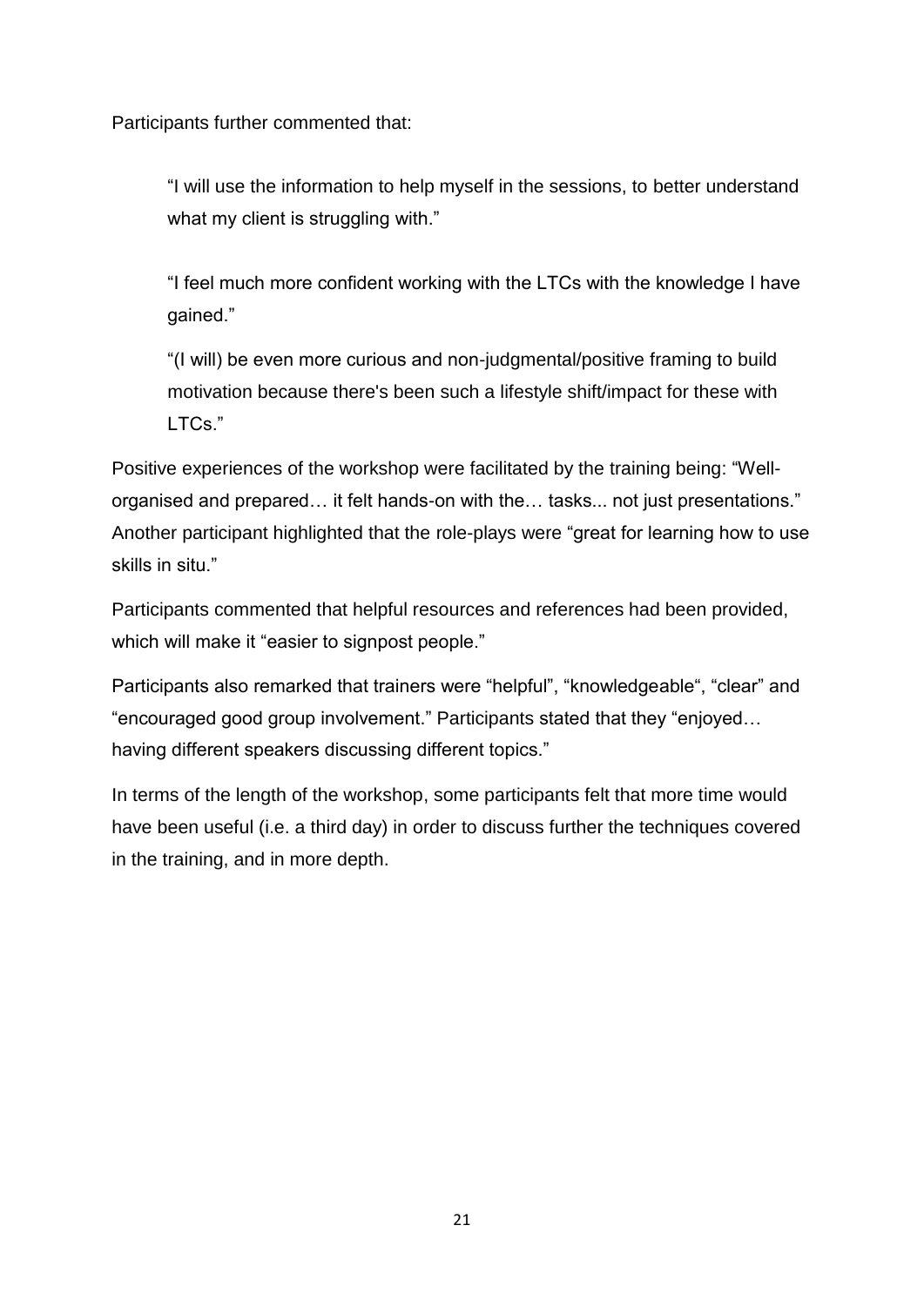Participants further commented that:

> "I will use the information to help myself in the sessions, to better understand what my client is struggling with."
>
> "I feel much more confident working with the LTCs with the knowledge I have gained."
>
> "(I will) be even more curious and non-judgmental/positive framing to build motivation because there's been such a lifestyle shift/impact for these with LTCs."

Positive experiences of the workshop were facilitated by the training being: "Well-organised and prepared… it felt hands-on with the… tasks... not just presentations." Another participant highlighted that the role-plays were "great for learning how to use skills in situ."

Participants commented that helpful resources and references had been provided, which will make it "easier to signpost people."

Participants also remarked that trainers were "helpful", "knowledgeable", "clear" and "encouraged good group involvement." Participants stated that they "enjoyed… having different speakers discussing different topics."

In terms of the length of the workshop, some participants felt that more time would have been useful (i.e. a third day) in order to discuss further the techniques covered in the training, and in more depth.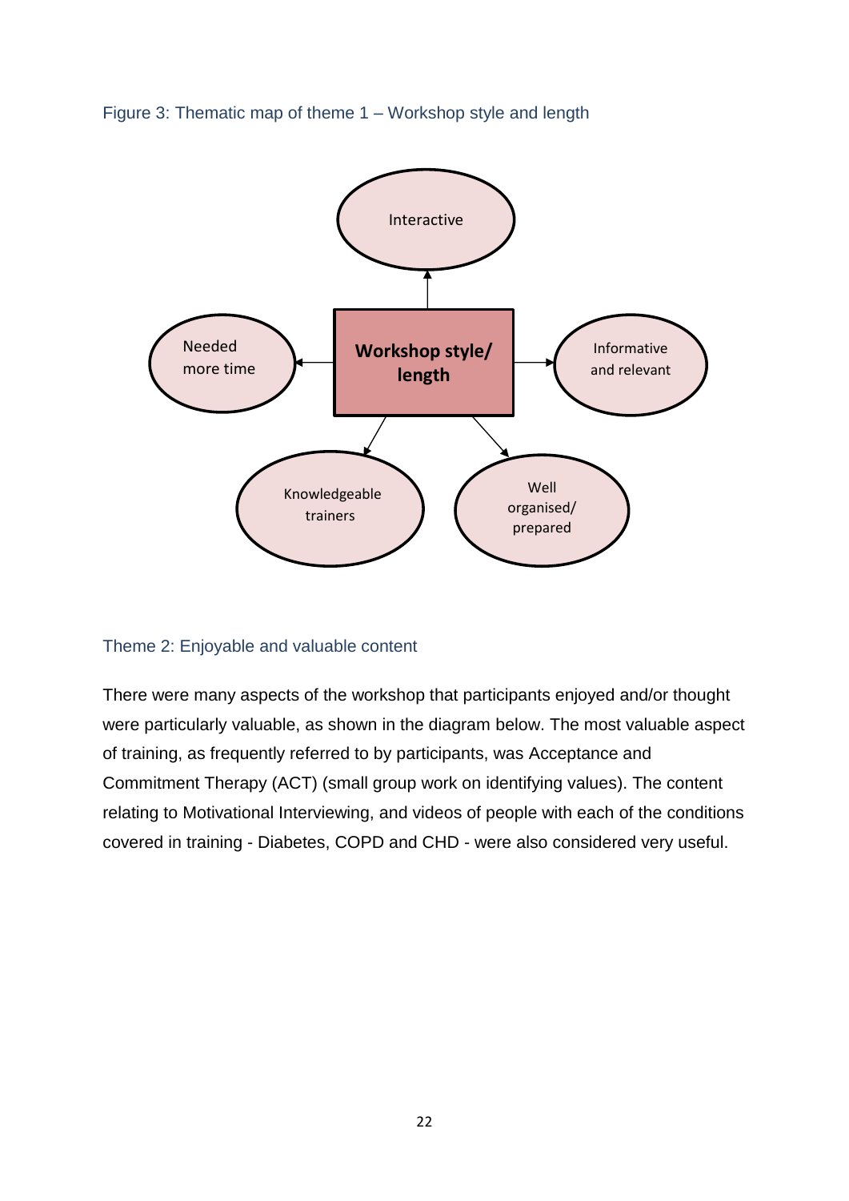Figure 3: Thematic map of theme 1 – Workshop style and length

Workshop style/length

- Interactive
- Informative and relevant
- Well organised/prepared
- Knowledgeable trainers
- Needed more time

### Theme 2: Enjoyable and valuable content

There were many aspects of the workshop that participants enjoyed and/or thought were particularly valuable, as shown in the diagram below. The most valuable aspect of training, as frequently referred to by participants, was Acceptance and Commitment Therapy (ACT) (small group work on identifying values). The content relating to Motivational Interviewing, and videos of people with each of the conditions covered in training - Diabetes, COPD and CHD - were also considered very useful.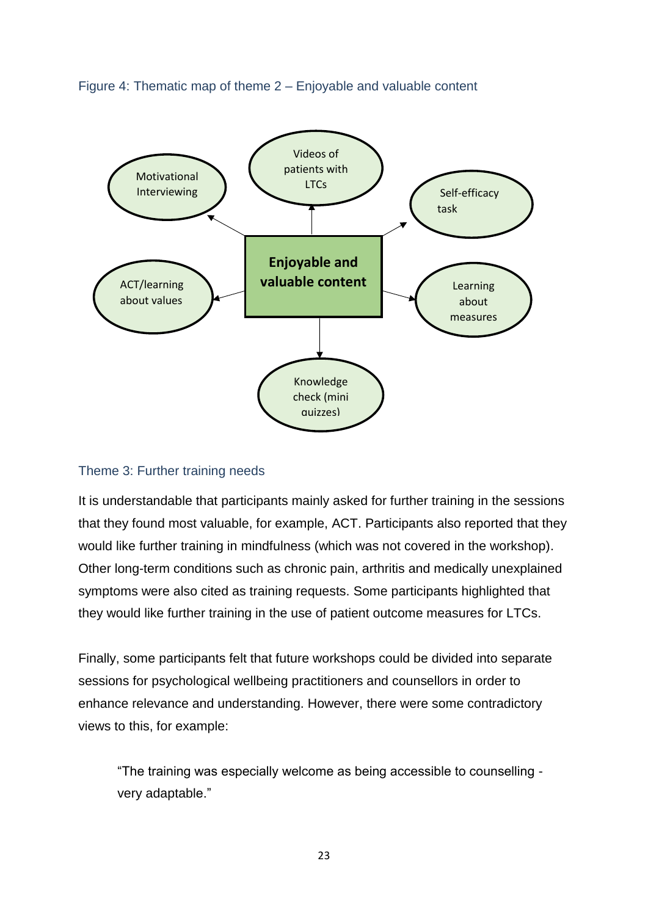Figure 4: Thematic map of theme 2 – Enjoyable and valuable content

**Enjoyable and valuable content**

- Motivational Interviewing
- Videos of patients with LTCs
- Self-efficacy task
- ACT/learning about values
- Learning about measures
- Knowledge check (mini quizzes)

### Theme 3: Further training needs

It is understandable that participants mainly asked for further training in the sessions that they found most valuable, for example, ACT. Participants also reported that they would like further training in mindfulness (which was not covered in the workshop). Other long-term conditions such as chronic pain, arthritis and medically unexplained symptoms were also cited as training requests. Some participants highlighted that they would like further training in the use of patient outcome measures for LTCs.

Finally, some participants felt that future workshops could be divided into separate sessions for psychological wellbeing practitioners and counsellors in order to enhance relevance and understanding. However, there were some contradictory views to this, for example:

> "The training was especially welcome as being accessible to counselling - very adaptable."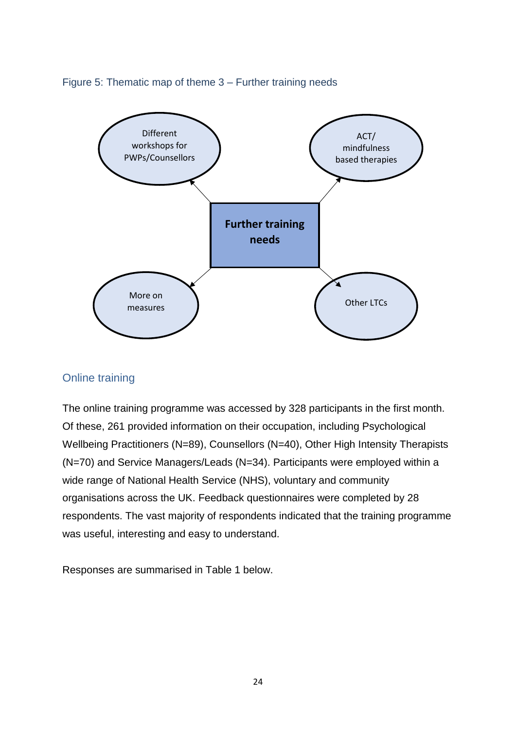Figure 5: Thematic map of theme 3 – Further training needs

Further training needs

- Different workshops for PWPs/Counsellors
- ACT/ mindfulness based therapies
- More on measures
- Other LTCs

## Online training

The online training programme was accessed by 328 participants in the first month. Of these, 261 provided information on their occupation, including Psychological Wellbeing Practitioners (N=89), Counsellors (N=40), Other High Intensity Therapists (N=70) and Service Managers/Leads (N=34). Participants were employed within a wide range of National Health Service (NHS), voluntary and community organisations across the UK. Feedback questionnaires were completed by 28 respondents. The vast majority of respondents indicated that the training programme was useful, interesting and easy to understand.

Responses are summarised in Table 1 below.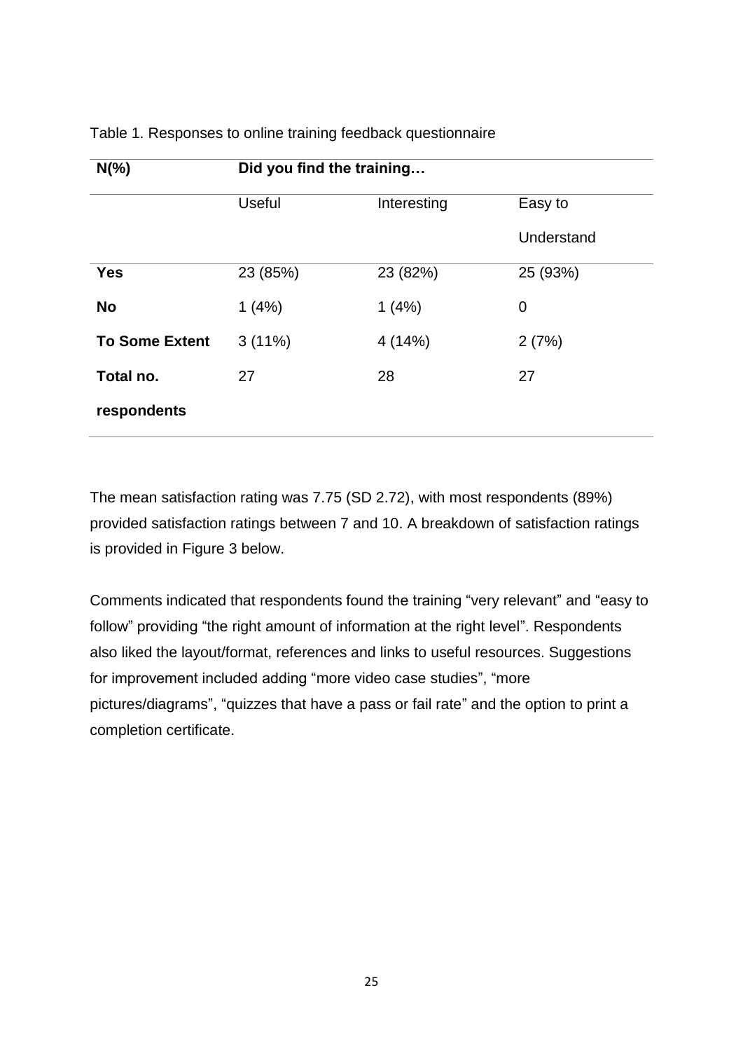Table 1. Responses to online training feedback questionnaire

| N(%) | Did you find the training… | | |
|---|---|---|---|
| | Useful | Interesting | Easy to Understand |
| **Yes** | 23 (85%) | 23 (82%) | 25 (93%) |
| **No** | 1 (4%) | 1 (4%) | 0 |
| **To Some Extent** | 3 (11%) | 4 (14%) | 2 (7%) |
| **Total no. respondents** | 27 | 28 | 27 |

The mean satisfaction rating was 7.75 (SD 2.72), with most respondents (89%) provided satisfaction ratings between 7 and 10. A breakdown of satisfaction ratings is provided in Figure 3 below.

Comments indicated that respondents found the training "very relevant" and "easy to follow" providing "the right amount of information at the right level". Respondents also liked the layout/format, references and links to useful resources. Suggestions for improvement included adding "more video case studies", "more pictures/diagrams", "quizzes that have a pass or fail rate" and the option to print a completion certificate.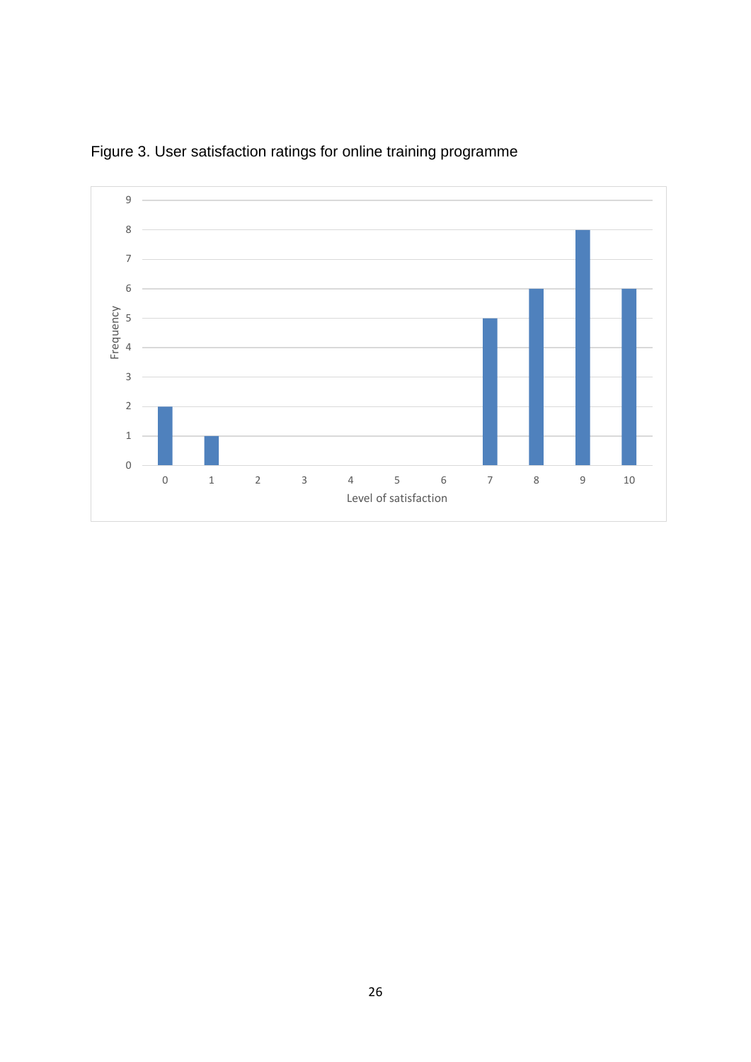Figure 3. User satisfaction ratings for online training programme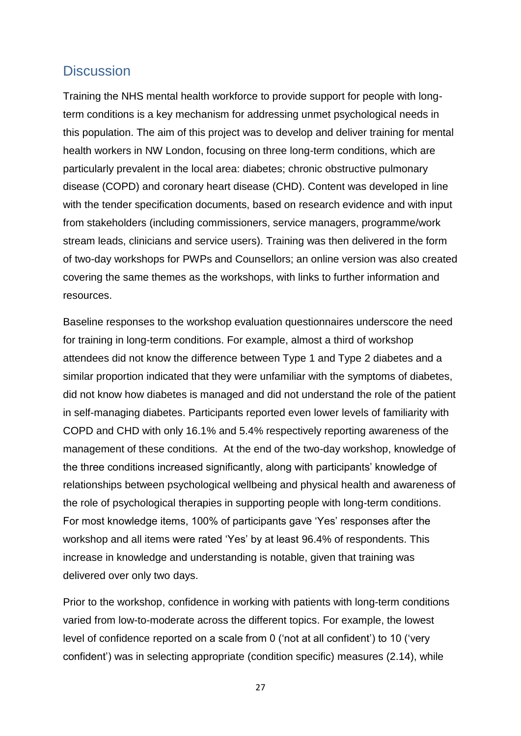## Discussion

Training the NHS mental health workforce to provide support for people with long-term conditions is a key mechanism for addressing unmet psychological needs in this population. The aim of this project was to develop and deliver training for mental health workers in NW London, focusing on three long-term conditions, which are particularly prevalent in the local area: diabetes; chronic obstructive pulmonary disease (COPD) and coronary heart disease (CHD). Content was developed in line with the tender specification documents, based on research evidence and with input from stakeholders (including commissioners, service managers, programme/work stream leads, clinicians and service users). Training was then delivered in the form of two-day workshops for PWPs and Counsellors; an online version was also created covering the same themes as the workshops, with links to further information and resources.

Baseline responses to the workshop evaluation questionnaires underscore the need for training in long-term conditions. For example, almost a third of workshop attendees did not know the difference between Type 1 and Type 2 diabetes and a similar proportion indicated that they were unfamiliar with the symptoms of diabetes, did not know how diabetes is managed and did not understand the role of the patient in self-managing diabetes. Participants reported even lower levels of familiarity with COPD and CHD with only 16.1% and 5.4% respectively reporting awareness of the management of these conditions. At the end of the two-day workshop, knowledge of the three conditions increased significantly, along with participants' knowledge of relationships between psychological wellbeing and physical health and awareness of the role of psychological therapies in supporting people with long-term conditions. For most knowledge items, 100% of participants gave 'Yes' responses after the workshop and all items were rated 'Yes' by at least 96.4% of respondents. This increase in knowledge and understanding is notable, given that training was delivered over only two days.

Prior to the workshop, confidence in working with patients with long-term conditions varied from low-to-moderate across the different topics. For example, the lowest level of confidence reported on a scale from 0 ('not at all confident') to 10 ('very confident') was in selecting appropriate (condition specific) measures (2.14), while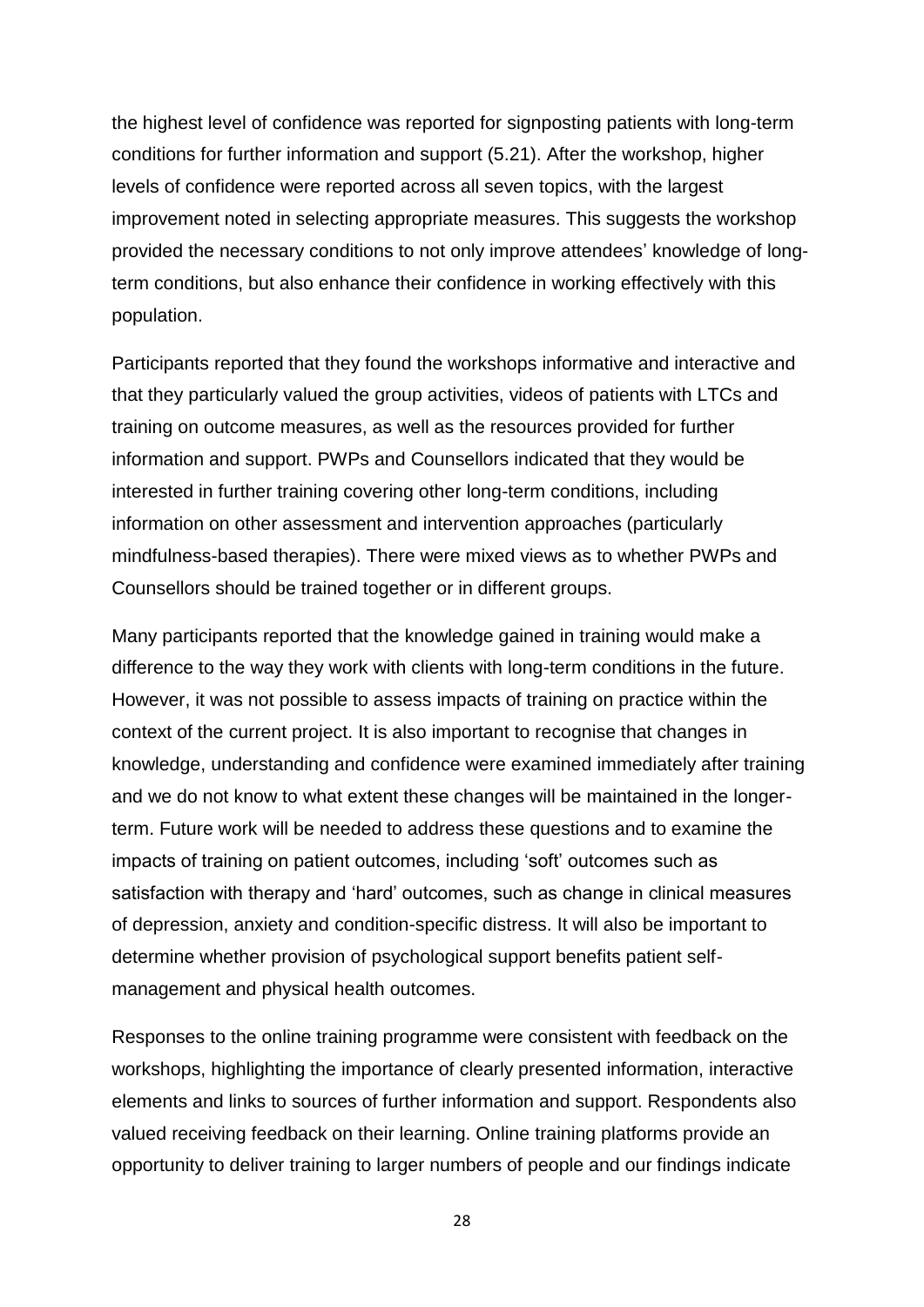the highest level of confidence was reported for signposting patients with long-term conditions for further information and support (5.21). After the workshop, higher levels of confidence were reported across all seven topics, with the largest improvement noted in selecting appropriate measures. This suggests the workshop provided the necessary conditions to not only improve attendees' knowledge of long-term conditions, but also enhance their confidence in working effectively with this population.

Participants reported that they found the workshops informative and interactive and that they particularly valued the group activities, videos of patients with LTCs and training on outcome measures, as well as the resources provided for further information and support. PWPs and Counsellors indicated that they would be interested in further training covering other long-term conditions, including information on other assessment and intervention approaches (particularly mindfulness-based therapies). There were mixed views as to whether PWPs and Counsellors should be trained together or in different groups.

Many participants reported that the knowledge gained in training would make a difference to the way they work with clients with long-term conditions in the future. However, it was not possible to assess impacts of training on practice within the context of the current project. It is also important to recognise that changes in knowledge, understanding and confidence were examined immediately after training and we do not know to what extent these changes will be maintained in the longer-term. Future work will be needed to address these questions and to examine the impacts of training on patient outcomes, including 'soft' outcomes such as satisfaction with therapy and 'hard' outcomes, such as change in clinical measures of depression, anxiety and condition-specific distress. It will also be important to determine whether provision of psychological support benefits patient self-management and physical health outcomes.

Responses to the online training programme were consistent with feedback on the workshops, highlighting the importance of clearly presented information, interactive elements and links to sources of further information and support. Respondents also valued receiving feedback on their learning. Online training platforms provide an opportunity to deliver training to larger numbers of people and our findings indicate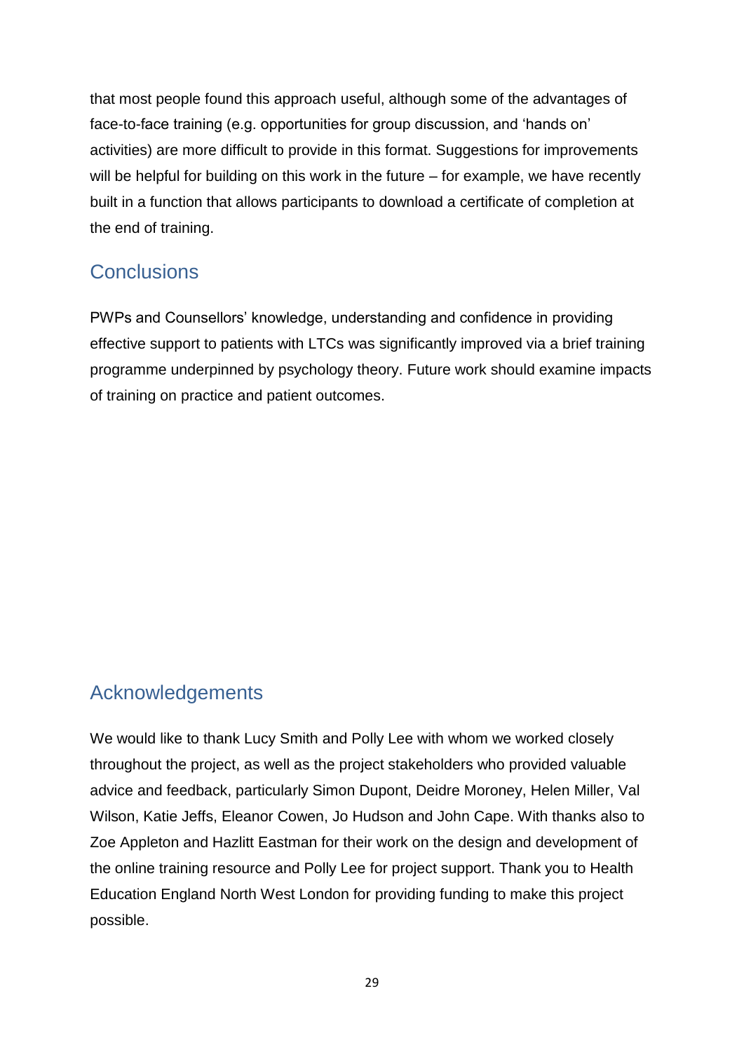that most people found this approach useful, although some of the advantages of face-to-face training (e.g. opportunities for group discussion, and 'hands on' activities) are more difficult to provide in this format. Suggestions for improvements will be helpful for building on this work in the future – for example, we have recently built in a function that allows participants to download a certificate of completion at the end of training.

## Conclusions

PWPs and Counsellors' knowledge, understanding and confidence in providing effective support to patients with LTCs was significantly improved via a brief training programme underpinned by psychology theory. Future work should examine impacts of training on practice and patient outcomes.

## Acknowledgements

We would like to thank Lucy Smith and Polly Lee with whom we worked closely throughout the project, as well as the project stakeholders who provided valuable advice and feedback, particularly Simon Dupont, Deidre Moroney, Helen Miller, Val Wilson, Katie Jeffs, Eleanor Cowen, Jo Hudson and John Cape. With thanks also to Zoe Appleton and Hazlitt Eastman for their work on the design and development of the online training resource and Polly Lee for project support. Thank you to Health Education England North West London for providing funding to make this project possible.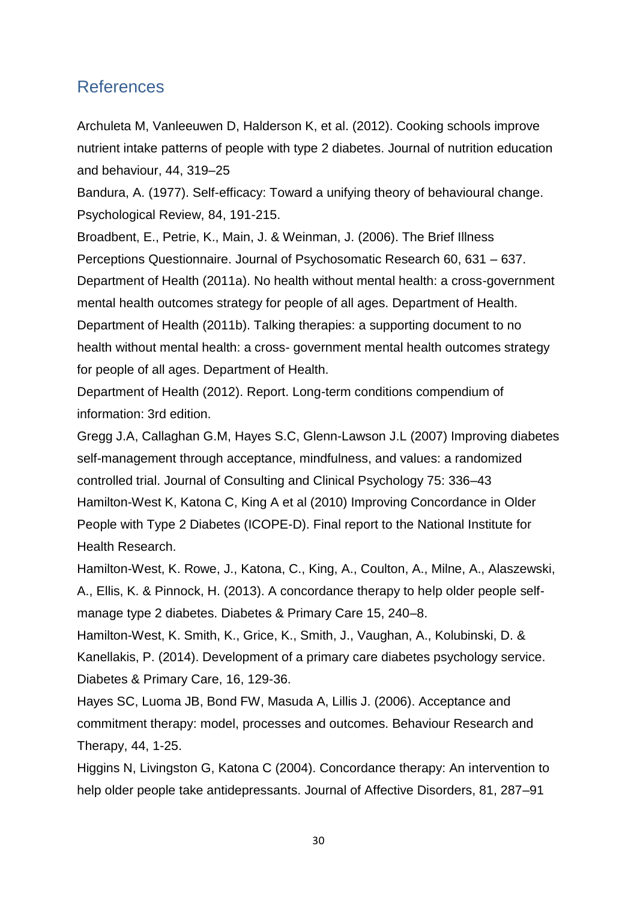## References

Archuleta M, Vanleeuwen D, Halderson K, et al. (2012). Cooking schools improve nutrient intake patterns of people with type 2 diabetes. Journal of nutrition education and behaviour, 44, 319–25

Bandura, A. (1977). Self-efficacy: Toward a unifying theory of behavioural change. Psychological Review, 84, 191-215.

Broadbent, E., Petrie, K., Main, J. & Weinman, J. (2006). The Brief Illness Perceptions Questionnaire. Journal of Psychosomatic Research 60, 631 – 637.

Department of Health (2011a). No health without mental health: a cross-government mental health outcomes strategy for people of all ages. Department of Health.

Department of Health (2011b). Talking therapies: a supporting document to no health without mental health: a cross- government mental health outcomes strategy for people of all ages. Department of Health.

Department of Health (2012). Report. Long-term conditions compendium of information: 3rd edition.

Gregg J.A, Callaghan G.M, Hayes S.C, Glenn-Lawson J.L (2007) Improving diabetes self-management through acceptance, mindfulness, and values: a randomized controlled trial. Journal of Consulting and Clinical Psychology 75: 336–43

Hamilton-West K, Katona C, King A et al (2010) Improving Concordance in Older People with Type 2 Diabetes (ICOPE-D). Final report to the National Institute for Health Research.

Hamilton-West, K. Rowe, J., Katona, C., King, A., Coulton, A., Milne, A., Alaszewski, A., Ellis, K. & Pinnock, H. (2013). A concordance therapy to help older people self-manage type 2 diabetes. Diabetes & Primary Care 15, 240–8.

Hamilton-West, K. Smith, K., Grice, K., Smith, J., Vaughan, A., Kolubinski, D. & Kanellakis, P. (2014). Development of a primary care diabetes psychology service. Diabetes & Primary Care, 16, 129-36.

Hayes SC, Luoma JB, Bond FW, Masuda A, Lillis J. (2006). Acceptance and commitment therapy: model, processes and outcomes. Behaviour Research and Therapy, 44, 1-25.

Higgins N, Livingston G, Katona C (2004). Concordance therapy: An intervention to help older people take antidepressants. Journal of Affective Disorders, 81, 287–91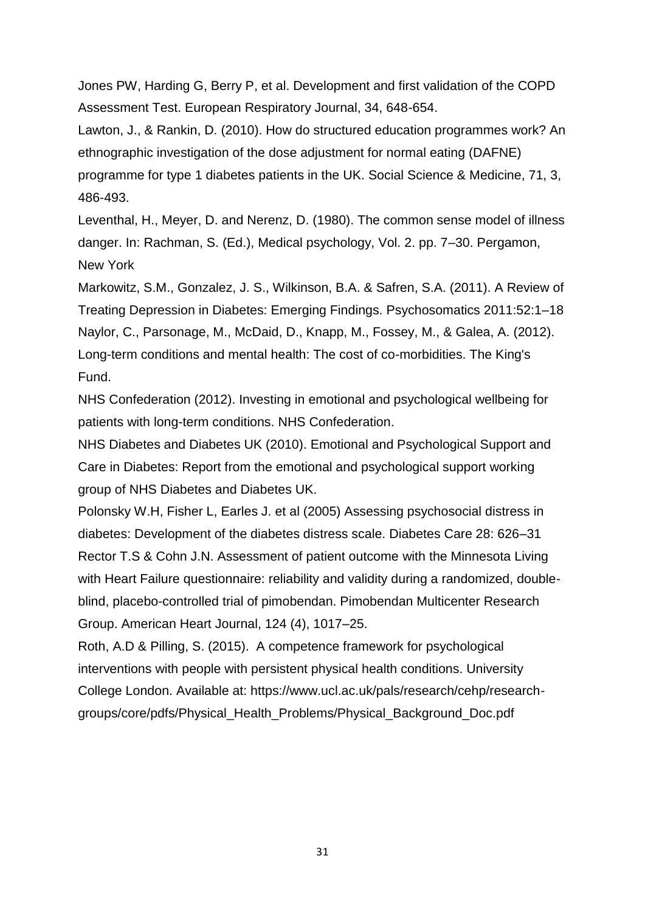Jones PW, Harding G, Berry P, et al. Development and first validation of the COPD Assessment Test. European Respiratory Journal, 34, 648-654.

Lawton, J., & Rankin, D. (2010). How do structured education programmes work? An ethnographic investigation of the dose adjustment for normal eating (DAFNE) programme for type 1 diabetes patients in the UK. Social Science & Medicine, 71, 3, 486-493.

Leventhal, H., Meyer, D. and Nerenz, D. (1980). The common sense model of illness danger. In: Rachman, S. (Ed.), Medical psychology, Vol. 2. pp. 7–30. Pergamon, New York

Markowitz, S.M., Gonzalez, J. S., Wilkinson, B.A. & Safren, S.A. (2011). A Review of Treating Depression in Diabetes: Emerging Findings. Psychosomatics 2011:52:1–18

Naylor, C., Parsonage, M., McDaid, D., Knapp, M., Fossey, M., & Galea, A. (2012). Long-term conditions and mental health: The cost of co-morbidities. The King's Fund.

NHS Confederation (2012). Investing in emotional and psychological wellbeing for patients with long-term conditions. NHS Confederation.

NHS Diabetes and Diabetes UK (2010). Emotional and Psychological Support and Care in Diabetes: Report from the emotional and psychological support working group of NHS Diabetes and Diabetes UK.

Polonsky W.H, Fisher L, Earles J. et al (2005) Assessing psychosocial distress in diabetes: Development of the diabetes distress scale. Diabetes Care 28: 626–31

Rector T.S & Cohn J.N. Assessment of patient outcome with the Minnesota Living with Heart Failure questionnaire: reliability and validity during a randomized, double-blind, placebo-controlled trial of pimobendan. Pimobendan Multicenter Research Group. American Heart Journal, 124 (4), 1017–25.

Roth, A.D & Pilling, S. (2015). A competence framework for psychological interventions with people with persistent physical health conditions. University College London. Available at: https://www.ucl.ac.uk/pals/research/cehp/research-groups/core/pdfs/Physical_Health_Problems/Physical_Background_Doc.pdf